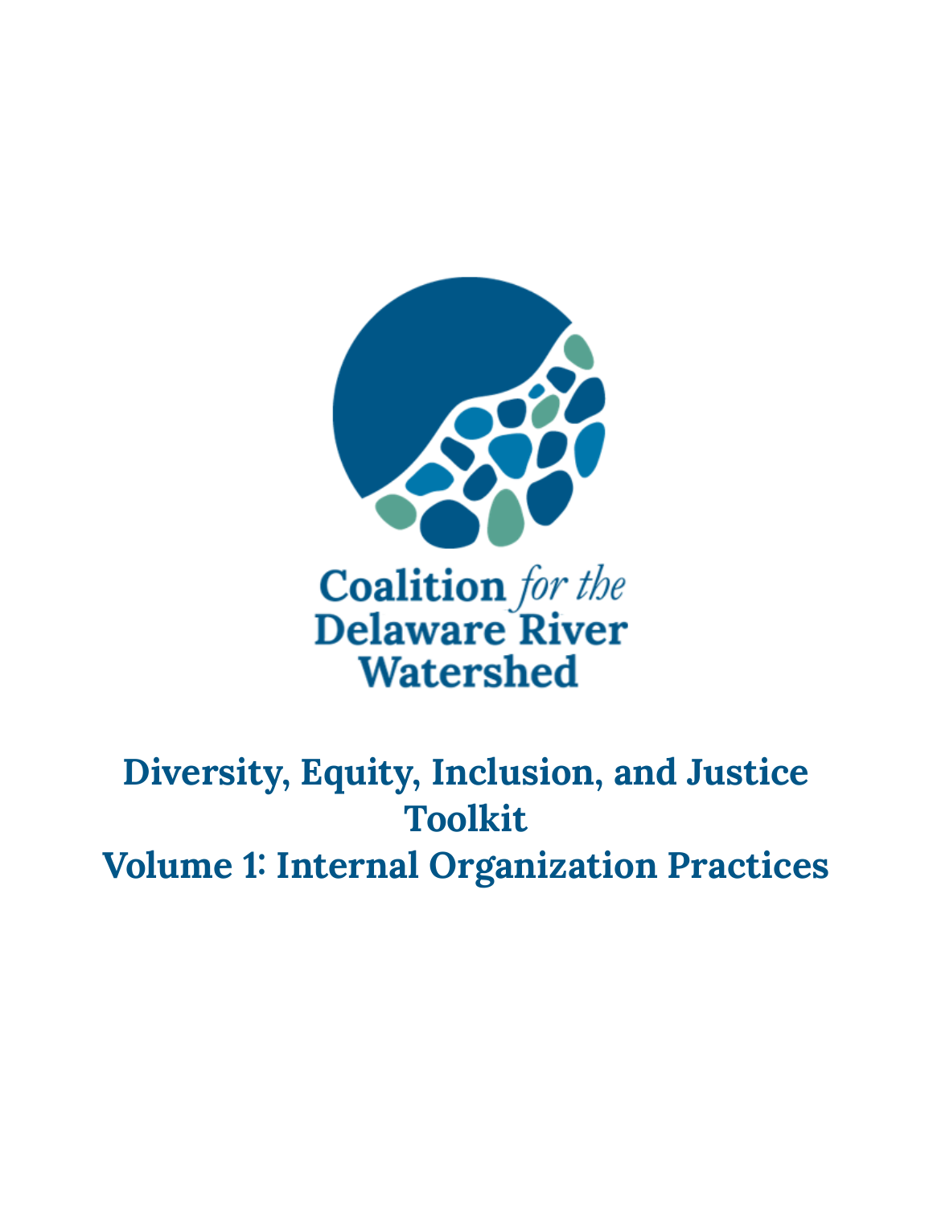Coalition *for the* Delaware River Watershed

# Diversity, Equity, Inclusion, and Justice Toolkit

# Volume 1: Internal Organization Practices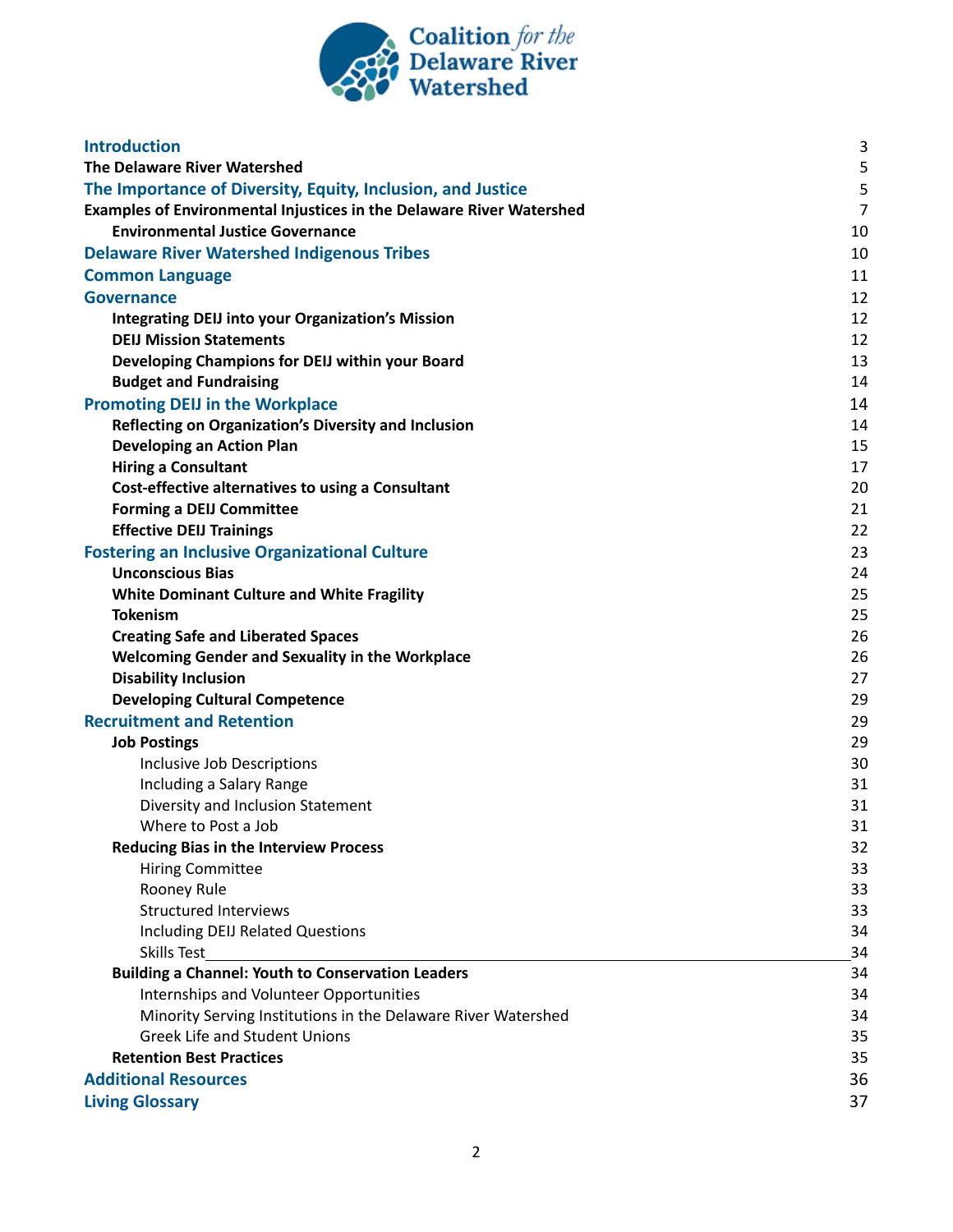**Coalition for the Delaware River Watershed**

| | |
|---|---|
| **Introduction** | 3 |
| **The Delaware River Watershed** | 5 |
| **The Importance of Diversity, Equity, Inclusion, and Justice** | 5 |
| **Examples of Environmental Injustices in the Delaware River Watershed** | 7 |
| **Environmental Justice Governance** | 10 |
| **Delaware River Watershed Indigenous Tribes** | 10 |
| **Common Language** | 11 |
| **Governance** | 12 |
| **Integrating DEIJ into your Organization's Mission** | 12 |
| **DEIJ Mission Statements** | 12 |
| **Developing Champions for DEIJ within your Board** | 13 |
| **Budget and Fundraising** | 14 |
| **Promoting DEIJ in the Workplace** | 14 |
| **Reflecting on Organization's Diversity and Inclusion** | 14 |
| **Developing an Action Plan** | 15 |
| **Hiring a Consultant** | 17 |
| **Cost-effective alternatives to using a Consultant** | 20 |
| **Forming a DEIJ Committee** | 21 |
| **Effective DEIJ Trainings** | 22 |
| **Fostering an Inclusive Organizational Culture** | 23 |
| **Unconscious Bias** | 24 |
| **White Dominant Culture and White Fragility** | 25 |
| **Tokenism** | 25 |
| **Creating Safe and Liberated Spaces** | 26 |
| **Welcoming Gender and Sexuality in the Workplace** | 26 |
| **Disability Inclusion** | 27 |
| **Developing Cultural Competence** | 29 |
| **Recruitment and Retention** | 29 |
| **Job Postings** | 29 |
| Inclusive Job Descriptions | 30 |
| Including a Salary Range | 31 |
| Diversity and Inclusion Statement | 31 |
| Where to Post a Job | 31 |
| **Reducing Bias in the Interview Process** | 32 |
| Hiring Committee | 33 |
| Rooney Rule | 33 |
| Structured Interviews | 33 |
| Including DEIJ Related Questions | 34 |
| Skills Test | 34 |
| **Building a Channel: Youth to Conservation Leaders** | 34 |
| Internships and Volunteer Opportunities | 34 |
| Minority Serving Institutions in the Delaware River Watershed | 34 |
| Greek Life and Student Unions | 35 |
| **Retention Best Practices** | 35 |
| **Additional Resources** | 36 |
| **Living Glossary** | 37 |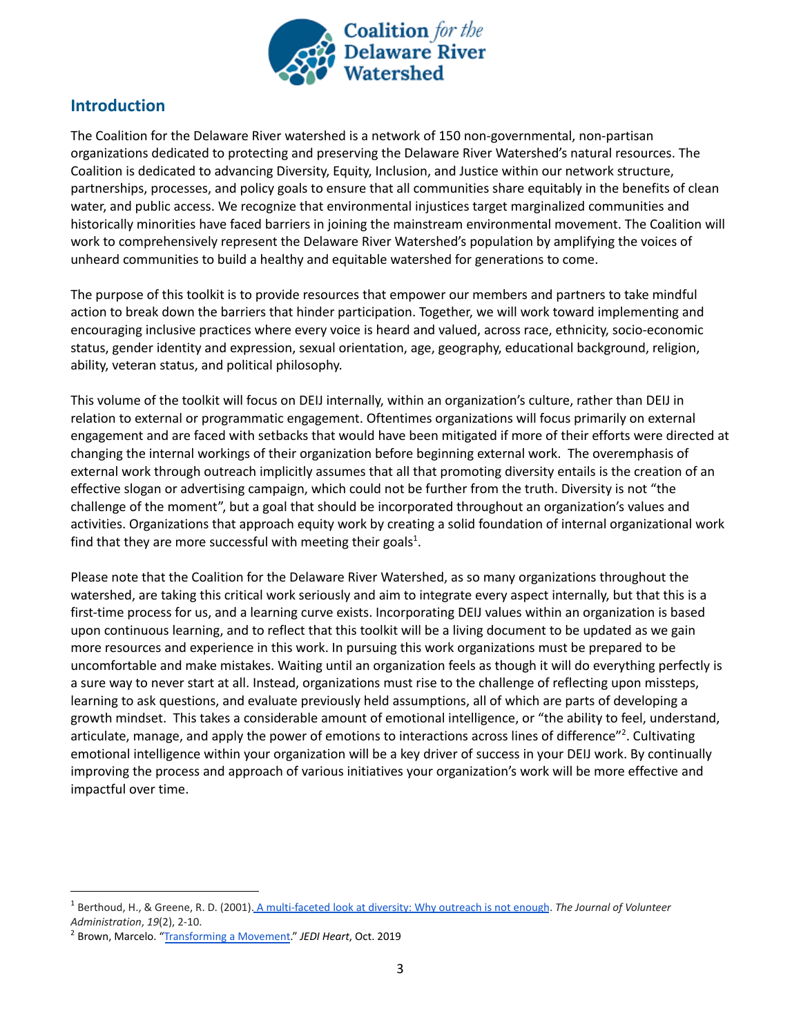## Introduction

The Coalition for the Delaware River watershed is a network of 150 non-governmental, non-partisan organizations dedicated to protecting and preserving the Delaware River Watershed's natural resources. The Coalition is dedicated to advancing Diversity, Equity, Inclusion, and Justice within our network structure, partnerships, processes, and policy goals to ensure that all communities share equitably in the benefits of clean water, and public access. We recognize that environmental injustices target marginalized communities and historically minorities have faced barriers in joining the mainstream environmental movement. The Coalition will work to comprehensively represent the Delaware River Watershed's population by amplifying the voices of unheard communities to build a healthy and equitable watershed for generations to come.

The purpose of this toolkit is to provide resources that empower our members and partners to take mindful action to break down the barriers that hinder participation. Together, we will work toward implementing and encouraging inclusive practices where every voice is heard and valued, across race, ethnicity, socio-economic status, gender identity and expression, sexual orientation, age, geography, educational background, religion, ability, veteran status, and political philosophy.

This volume of the toolkit will focus on DEIJ internally, within an organization's culture, rather than DEIJ in relation to external or programmatic engagement. Oftentimes organizations will focus primarily on external engagement and are faced with setbacks that would have been mitigated if more of their efforts were directed at changing the internal workings of their organization before beginning external work. The overemphasis of external work through outreach implicitly assumes that all that promoting diversity entails is the creation of an effective slogan or advertising campaign, which could not be further from the truth. Diversity is not "the challenge of the moment", but a goal that should be incorporated throughout an organization's values and activities. Organizations that approach equity work by creating a solid foundation of internal organizational work find that they are more successful with meeting their goals[1].

Please note that the Coalition for the Delaware River Watershed, as so many organizations throughout the watershed, are taking this critical work seriously and aim to integrate every aspect internally, but that this is a first-time process for us, and a learning curve exists. Incorporating DEIJ values within an organization is based upon continuous learning, and to reflect that this toolkit will be a living document to be updated as we gain more resources and experience in this work. In pursuing this work organizations must be prepared to be uncomfortable and make mistakes. Waiting until an organization feels as though it will do everything perfectly is a sure way to never start at all. Instead, organizations must rise to the challenge of reflecting upon missteps, learning to ask questions, and evaluate previously held assumptions, all of which are parts of developing a growth mindset. This takes a considerable amount of emotional intelligence, or "the ability to feel, understand, articulate, manage, and apply the power of emotions to interactions across lines of difference"[2]. Cultivating emotional intelligence within your organization will be a key driver of success in your DEIJ work. By continually improving the process and approach of various initiatives your organization's work will be more effective and impactful over time.

---

[1] Berthoud, H., & Greene, R. D. (2001). A multi-faceted look at diversity: Why outreach is not enough. *The Journal of Volunteer Administration*, *19*(2), 2-10.

[2] Brown, Marcelo. "Transforming a Movement." *JEDI Heart*, Oct. 2019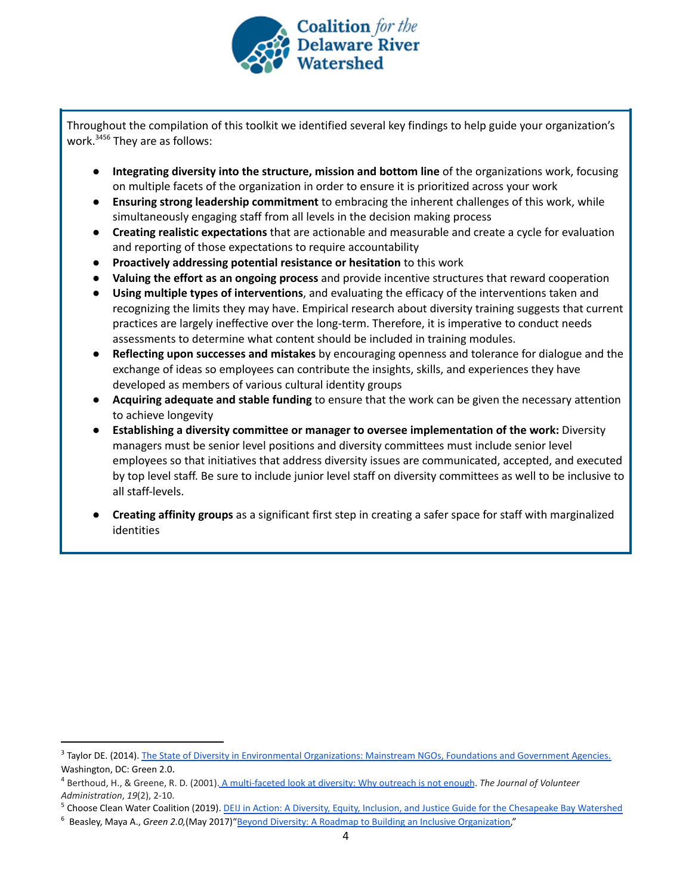Throughout the compilation of this toolkit we identified several key findings to help guide your organization's work.[3,4,5,6] They are as follows:

- **Integrating diversity into the structure, mission and bottom line** of the organizations work, focusing on multiple facets of the organization in order to ensure it is prioritized across your work
- **Ensuring strong leadership commitment** to embracing the inherent challenges of this work, while simultaneously engaging staff from all levels in the decision making process
- **Creating realistic expectations** that are actionable and measurable and create a cycle for evaluation and reporting of those expectations to require accountability
- **Proactively addressing potential resistance or hesitation** to this work
- **Valuing the effort as an ongoing process** and provide incentive structures that reward cooperation
- **Using multiple types of interventions**, and evaluating the efficacy of the interventions taken and recognizing the limits they may have. Empirical research about diversity training suggests that current practices are largely ineffective over the long-term. Therefore, it is imperative to conduct needs assessments to determine what content should be included in training modules.
- **Reflecting upon successes and mistakes** by encouraging openness and tolerance for dialogue and the exchange of ideas so employees can contribute the insights, skills, and experiences they have developed as members of various cultural identity groups
- **Acquiring adequate and stable funding** to ensure that the work can be given the necessary attention to achieve longevity
- **Establishing a diversity committee or manager to oversee implementation of the work:** Diversity managers must be senior level positions and diversity committees must include senior level employees so that initiatives that address diversity issues are communicated, accepted, and executed by top level staff. Be sure to include junior level staff on diversity committees as well to be inclusive to all staff-levels.
- **Creating affinity groups** as a significant first step in creating a safer space for staff with marginalized identities

---

[3] Taylor DE. (2014). The State of Diversity in Environmental Organizations: Mainstream NGOs, Foundations and Government Agencies. Washington, DC: Green 2.0.

[4] Berthoud, H., & Greene, R. D. (2001). A multi-faceted look at diversity: Why outreach is not enough. *The Journal of Volunteer Administration*, *19*(2), 2-10.

[5] Choose Clean Water Coalition (2019). DEIJ in Action: A Diversity, Equity, Inclusion, and Justice Guide for the Chesapeake Bay Watershed

[6] Beasley, Maya A., *Green 2.0,*(May 2017)"Beyond Diversity: A Roadmap to Building an Inclusive Organization,"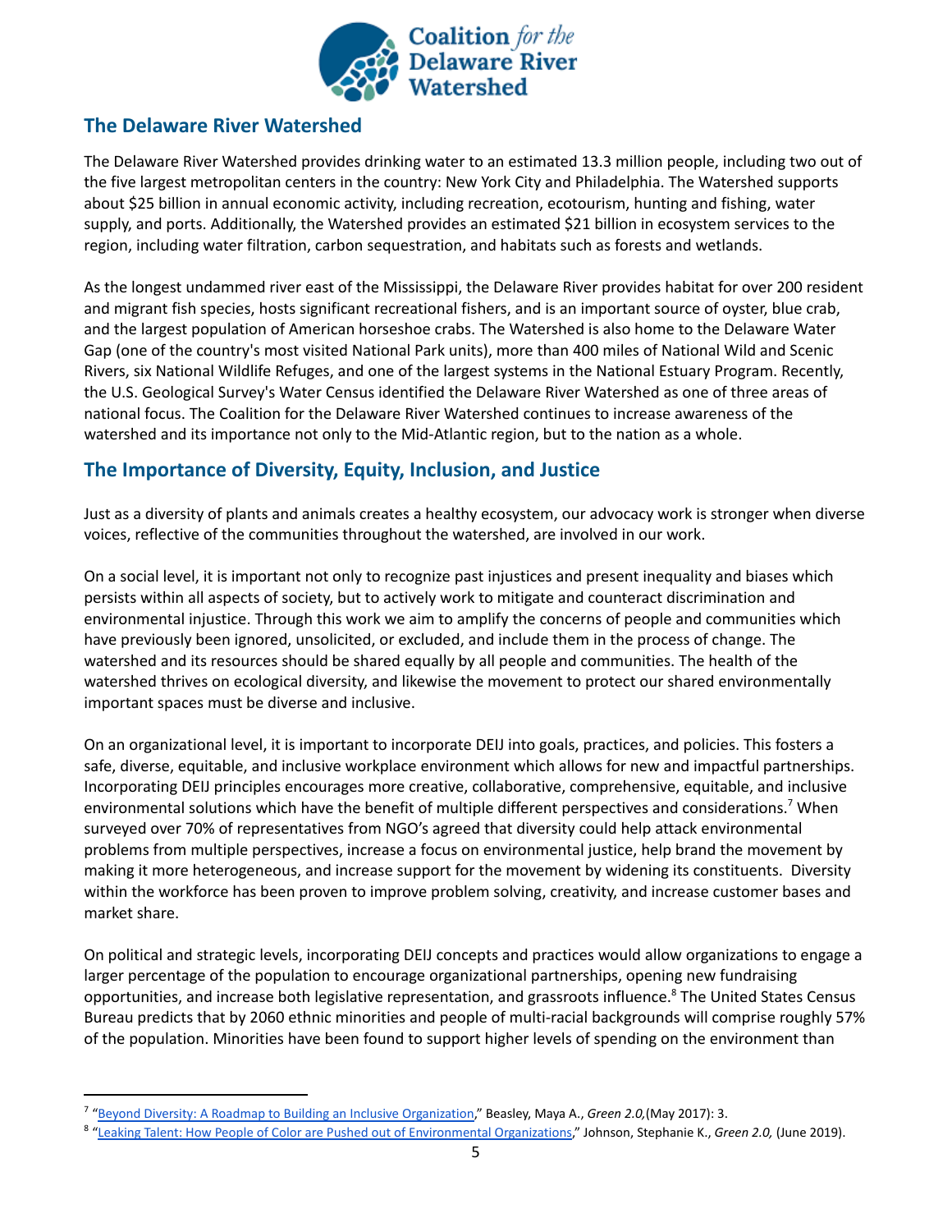## The Delaware River Watershed

The Delaware River Watershed provides drinking water to an estimated 13.3 million people, including two out of the five largest metropolitan centers in the country: New York City and Philadelphia. The Watershed supports about $25 billion in annual economic activity, including recreation, ecotourism, hunting and fishing, water supply, and ports. Additionally, the Watershed provides an estimated $21 billion in ecosystem services to the region, including water filtration, carbon sequestration, and habitats such as forests and wetlands.

As the longest undammed river east of the Mississippi, the Delaware River provides habitat for over 200 resident and migrant fish species, hosts significant recreational fishers, and is an important source of oyster, blue crab, and the largest population of American horseshoe crabs. The Watershed is also home to the Delaware Water Gap (one of the country's most visited National Park units), more than 400 miles of National Wild and Scenic Rivers, six National Wildlife Refuges, and one of the largest systems in the National Estuary Program. Recently, the U.S. Geological Survey's Water Census identified the Delaware River Watershed as one of three areas of national focus. The Coalition for the Delaware River Watershed continues to increase awareness of the watershed and its importance not only to the Mid-Atlantic region, but to the nation as a whole.

## The Importance of Diversity, Equity, Inclusion, and Justice

Just as a diversity of plants and animals creates a healthy ecosystem, our advocacy work is stronger when diverse voices, reflective of the communities throughout the watershed, are involved in our work.

On a social level, it is important not only to recognize past injustices and present inequality and biases which persists within all aspects of society, but to actively work to mitigate and counteract discrimination and environmental injustice. Through this work we aim to amplify the concerns of people and communities which have previously been ignored, unsolicited, or excluded, and include them in the process of change. The watershed and its resources should be shared equally by all people and communities. The health of the watershed thrives on ecological diversity, and likewise the movement to protect our shared environmentally important spaces must be diverse and inclusive.

On an organizational level, it is important to incorporate DEIJ into goals, practices, and policies. This fosters a safe, diverse, equitable, and inclusive workplace environment which allows for new and impactful partnerships. Incorporating DEIJ principles encourages more creative, collaborative, comprehensive, equitable, and inclusive environmental solutions which have the benefit of multiple different perspectives and considerations.[7] When surveyed over 70% of representatives from NGO's agreed that diversity could help attack environmental problems from multiple perspectives, increase a focus on environmental justice, help brand the movement by making it more heterogeneous, and increase support for the movement by widening its constituents. Diversity within the workforce has been proven to improve problem solving, creativity, and increase customer bases and market share.

On political and strategic levels, incorporating DEIJ concepts and practices would allow organizations to engage a larger percentage of the population to encourage organizational partnerships, opening new fundraising opportunities, and increase both legislative representation, and grassroots influence.[8] The United States Census Bureau predicts that by 2060 ethnic minorities and people of multi-racial backgrounds will comprise roughly 57% of the population. Minorities have been found to support higher levels of spending on the environment than

---

[7] "Beyond Diversity: A Roadmap to Building an Inclusive Organization," Beasley, Maya A., *Green 2.0,*(May 2017): 3.

[8] "Leaking Talent: How People of Color are Pushed out of Environmental Organizations," Johnson, Stephanie K., *Green 2.0,* (June 2019).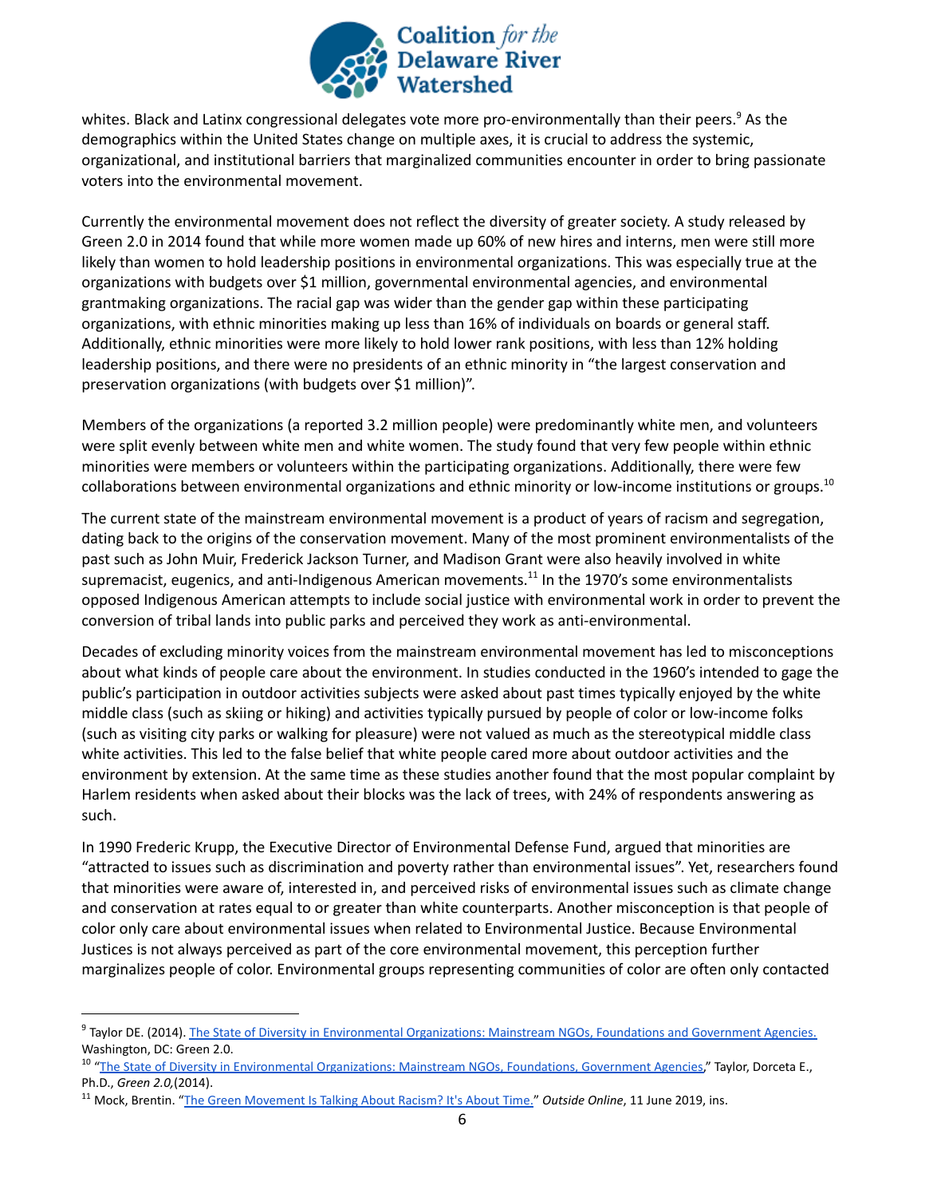whites. Black and Latinx congressional delegates vote more pro-environmentally than their peers.[9] As the demographics within the United States change on multiple axes, it is crucial to address the systemic, organizational, and institutional barriers that marginalized communities encounter in order to bring passionate voters into the environmental movement.

Currently the environmental movement does not reflect the diversity of greater society. A study released by Green 2.0 in 2014 found that while more women made up 60% of new hires and interns, men were still more likely than women to hold leadership positions in environmental organizations. This was especially true at the organizations with budgets over $1 million, governmental environmental agencies, and environmental grantmaking organizations. The racial gap was wider than the gender gap within these participating organizations, with ethnic minorities making up less than 16% of individuals on boards or general staff. Additionally, ethnic minorities were more likely to hold lower rank positions, with less than 12% holding leadership positions, and there were no presidents of an ethnic minority in "the largest conservation and preservation organizations (with budgets over $1 million)".

Members of the organizations (a reported 3.2 million people) were predominantly white men, and volunteers were split evenly between white men and white women. The study found that very few people within ethnic minorities were members or volunteers within the participating organizations. Additionally, there were few collaborations between environmental organizations and ethnic minority or low-income institutions or groups.[10]

The current state of the mainstream environmental movement is a product of years of racism and segregation, dating back to the origins of the conservation movement. Many of the most prominent environmentalists of the past such as John Muir, Frederick Jackson Turner, and Madison Grant were also heavily involved in white supremacist, eugenics, and anti-Indigenous American movements.[11] In the 1970's some environmentalists opposed Indigenous American attempts to include social justice with environmental work in order to prevent the conversion of tribal lands into public parks and perceived they work as anti-environmental.

Decades of excluding minority voices from the mainstream environmental movement has led to misconceptions about what kinds of people care about the environment. In studies conducted in the 1960's intended to gage the public's participation in outdoor activities subjects were asked about past times typically enjoyed by the white middle class (such as skiing or hiking) and activities typically pursued by people of color or low-income folks (such as visiting city parks or walking for pleasure) were not valued as much as the stereotypical middle class white activities. This led to the false belief that white people cared more about outdoor activities and the environment by extension. At the same time as these studies another found that the most popular complaint by Harlem residents when asked about their blocks was the lack of trees, with 24% of respondents answering as such.

In 1990 Frederic Krupp, the Executive Director of Environmental Defense Fund, argued that minorities are "attracted to issues such as discrimination and poverty rather than environmental issues". Yet, researchers found that minorities were aware of, interested in, and perceived risks of environmental issues such as climate change and conservation at rates equal to or greater than white counterparts. Another misconception is that people of color only care about environmental issues when related to Environmental Justice. Because Environmental Justices is not always perceived as part of the core environmental movement, this perception further marginalizes people of color. Environmental groups representing communities of color are often only contacted

---

[9] Taylor DE. (2014). The State of Diversity in Environmental Organizations: Mainstream NGOs, Foundations and Government Agencies. Washington, DC: Green 2.0.

[10] "The State of Diversity in Environmental Organizations: Mainstream NGOs, Foundations, Government Agencies," Taylor, Dorceta E., Ph.D., *Green 2.0,*(2014).

[11] Mock, Brentin. "The Green Movement Is Talking About Racism? It's About Time." *Outside Online*, 11 June 2019, ins.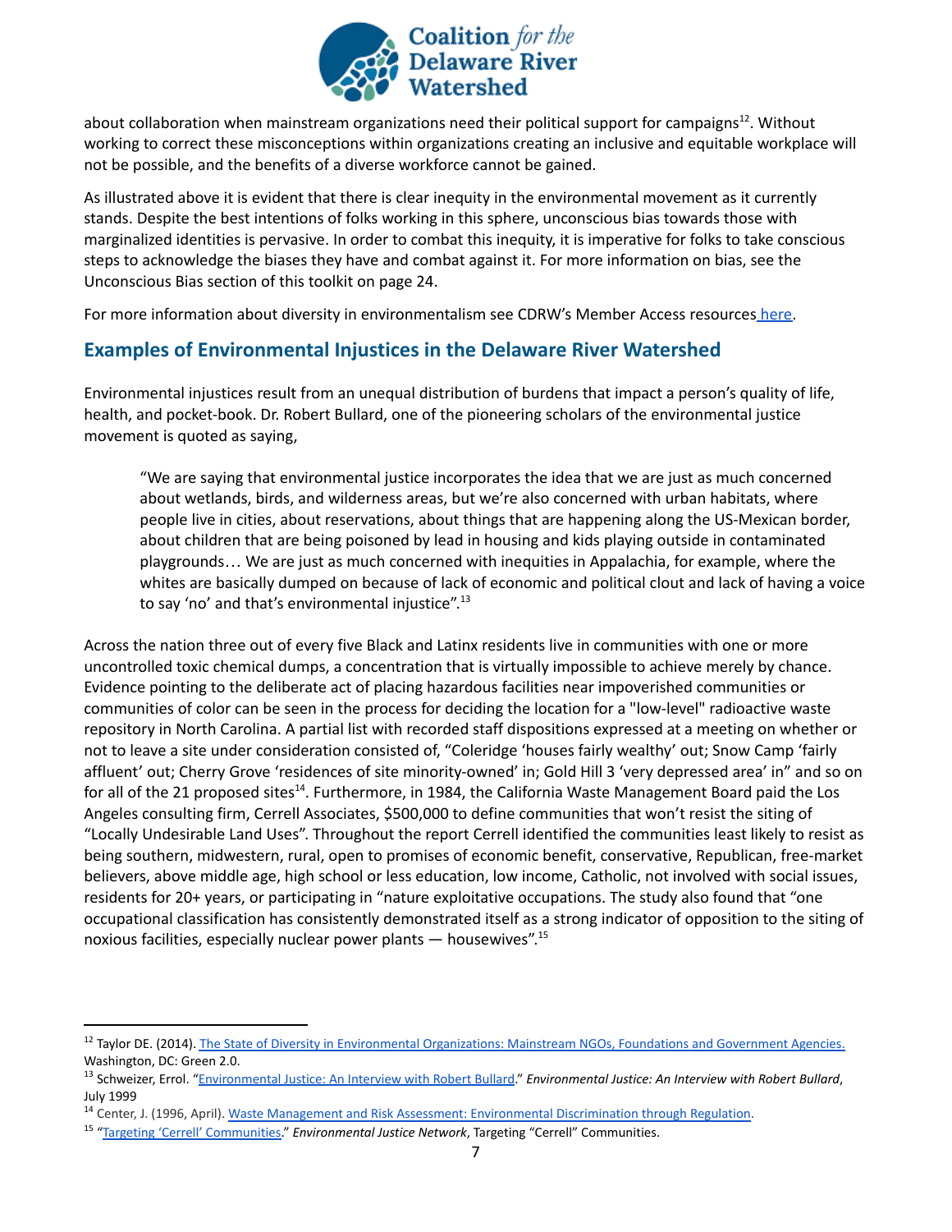about collaboration when mainstream organizations need their political support for campaigns[12]. Without working to correct these misconceptions within organizations creating an inclusive and equitable workplace will not be possible, and the benefits of a diverse workforce cannot be gained.

As illustrated above it is evident that there is clear inequity in the environmental movement as it currently stands. Despite the best intentions of folks working in this sphere, unconscious bias towards those with marginalized identities is pervasive. In order to combat this inequity, it is imperative for folks to take conscious steps to acknowledge the biases they have and combat against it. For more information on bias, see the Unconscious Bias section of this toolkit on page 24.

For more information about diversity in environmentalism see CDRW's Member Access resources here.

## Examples of Environmental Injustices in the Delaware River Watershed

Environmental injustices result from an unequal distribution of burdens that impact a person's quality of life, health, and pocket-book. Dr. Robert Bullard, one of the pioneering scholars of the environmental justice movement is quoted as saying,

> "We are saying that environmental justice incorporates the idea that we are just as much concerned about wetlands, birds, and wilderness areas, but we're also concerned with urban habitats, where people live in cities, about reservations, about things that are happening along the US-Mexican border, about children that are being poisoned by lead in housing and kids playing outside in contaminated playgrounds… We are just as much concerned with inequities in Appalachia, for example, where the whites are basically dumped on because of lack of economic and political clout and lack of having a voice to say 'no' and that's environmental injustice".[13]

Across the nation three out of every five Black and Latinx residents live in communities with one or more uncontrolled toxic chemical dumps, a concentration that is virtually impossible to achieve merely by chance. Evidence pointing to the deliberate act of placing hazardous facilities near impoverished communities or communities of color can be seen in the process for deciding the location for a "low-level" radioactive waste repository in North Carolina. A partial list with recorded staff dispositions expressed at a meeting on whether or not to leave a site under consideration consisted of, "Coleridge 'houses fairly wealthy' out; Snow Camp 'fairly affluent' out; Cherry Grove 'residences of site minority-owned' in; Gold Hill 3 'very depressed area' in" and so on for all of the 21 proposed sites[14]. Furthermore, in 1984, the California Waste Management Board paid the Los Angeles consulting firm, Cerrell Associates, $500,000 to define communities that won't resist the siting of "Locally Undesirable Land Uses". Throughout the report Cerrell identified the communities least likely to resist as being southern, midwestern, rural, open to promises of economic benefit, conservative, Republican, free-market believers, above middle age, high school or less education, low income, Catholic, not involved with social issues, residents for 20+ years, or participating in "nature exploitative occupations. The study also found that "one occupational classification has consistently demonstrated itself as a strong indicator of opposition to the siting of noxious facilities, especially nuclear power plants — housewives".[15]

---

[12] Taylor DE. (2014). The State of Diversity in Environmental Organizations: Mainstream NGOs, Foundations and Government Agencies. Washington, DC: Green 2.0.

[13] Schweizer, Errol. "Environmental Justice: An Interview with Robert Bullard." *Environmental Justice: An Interview with Robert Bullard*, July 1999

[14] Center, J. (1996, April). Waste Management and Risk Assessment: Environmental Discrimination through Regulation.

[15] "Targeting 'Cerrell' Communities." *Environmental Justice Network*, Targeting "Cerrell" Communities.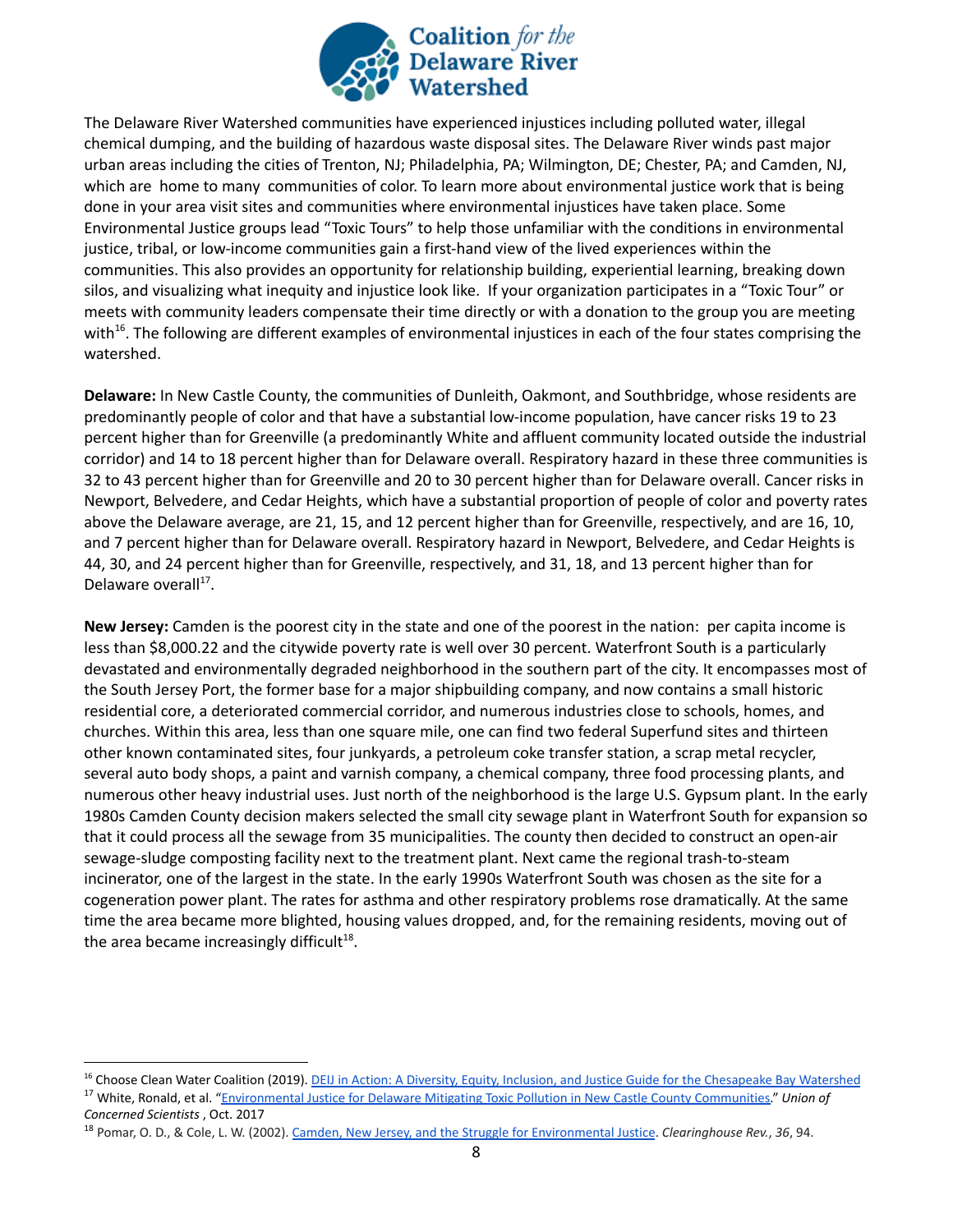The Delaware River Watershed communities have experienced injustices including polluted water, illegal chemical dumping, and the building of hazardous waste disposal sites. The Delaware River winds past major urban areas including the cities of Trenton, NJ; Philadelphia, PA; Wilmington, DE; Chester, PA; and Camden, NJ, which are home to many communities of color. To learn more about environmental justice work that is being done in your area visit sites and communities where environmental injustices have taken place. Some Environmental Justice groups lead "Toxic Tours" to help those unfamiliar with the conditions in environmental justice, tribal, or low-income communities gain a first-hand view of the lived experiences within the communities. This also provides an opportunity for relationship building, experiential learning, breaking down silos, and visualizing what inequity and injustice look like. If your organization participates in a "Toxic Tour" or meets with community leaders compensate their time directly or with a donation to the group you are meeting with[16]. The following are different examples of environmental injustices in each of the four states comprising the watershed.

**Delaware:** In New Castle County, the communities of Dunleith, Oakmont, and Southbridge, whose residents are predominantly people of color and that have a substantial low-income population, have cancer risks 19 to 23 percent higher than for Greenville (a predominantly White and affluent community located outside the industrial corridor) and 14 to 18 percent higher than for Delaware overall. Respiratory hazard in these three communities is 32 to 43 percent higher than for Greenville and 20 to 30 percent higher than for Delaware overall. Cancer risks in Newport, Belvedere, and Cedar Heights, which have a substantial proportion of people of color and poverty rates above the Delaware average, are 21, 15, and 12 percent higher than for Greenville, respectively, and are 16, 10, and 7 percent higher than for Delaware overall. Respiratory hazard in Newport, Belvedere, and Cedar Heights is 44, 30, and 24 percent higher than for Greenville, respectively, and 31, 18, and 13 percent higher than for Delaware overall[17].

**New Jersey:** Camden is the poorest city in the state and one of the poorest in the nation: per capita income is less than $8,000.22 and the citywide poverty rate is well over 30 percent. Waterfront South is a particularly devastated and environmentally degraded neighborhood in the southern part of the city. It encompasses most of the South Jersey Port, the former base for a major shipbuilding company, and now contains a small historic residential core, a deteriorated commercial corridor, and numerous industries close to schools, homes, and churches. Within this area, less than one square mile, one can find two federal Superfund sites and thirteen other known contaminated sites, four junkyards, a petroleum coke transfer station, a scrap metal recycler, several auto body shops, a paint and varnish company, a chemical company, three food processing plants, and numerous other heavy industrial uses. Just north of the neighborhood is the large U.S. Gypsum plant. In the early 1980s Camden County decision makers selected the small city sewage plant in Waterfront South for expansion so that it could process all the sewage from 35 municipalities. The county then decided to construct an open-air sewage-sludge composting facility next to the treatment plant. Next came the regional trash-to-steam incinerator, one of the largest in the state. In the early 1990s Waterfront South was chosen as the site for a cogeneration power plant. The rates for asthma and other respiratory problems rose dramatically. At the same time the area became more blighted, housing values dropped, and, for the remaining residents, moving out of the area became increasingly difficult[18].

---

[16] Choose Clean Water Coalition (2019). DEIJ in Action: A Diversity, Equity, Inclusion, and Justice Guide for the Chesapeake Bay Watershed

[17] White, Ronald, et al. "Environmental Justice for Delaware Mitigating Toxic Pollution in New Castle County Communities." *Union of Concerned Scientists* , Oct. 2017

[18] Pomar, O. D., & Cole, L. W. (2002). Camden, New Jersey, and the Struggle for Environmental Justice. *Clearinghouse Rev.*, *36*, 94.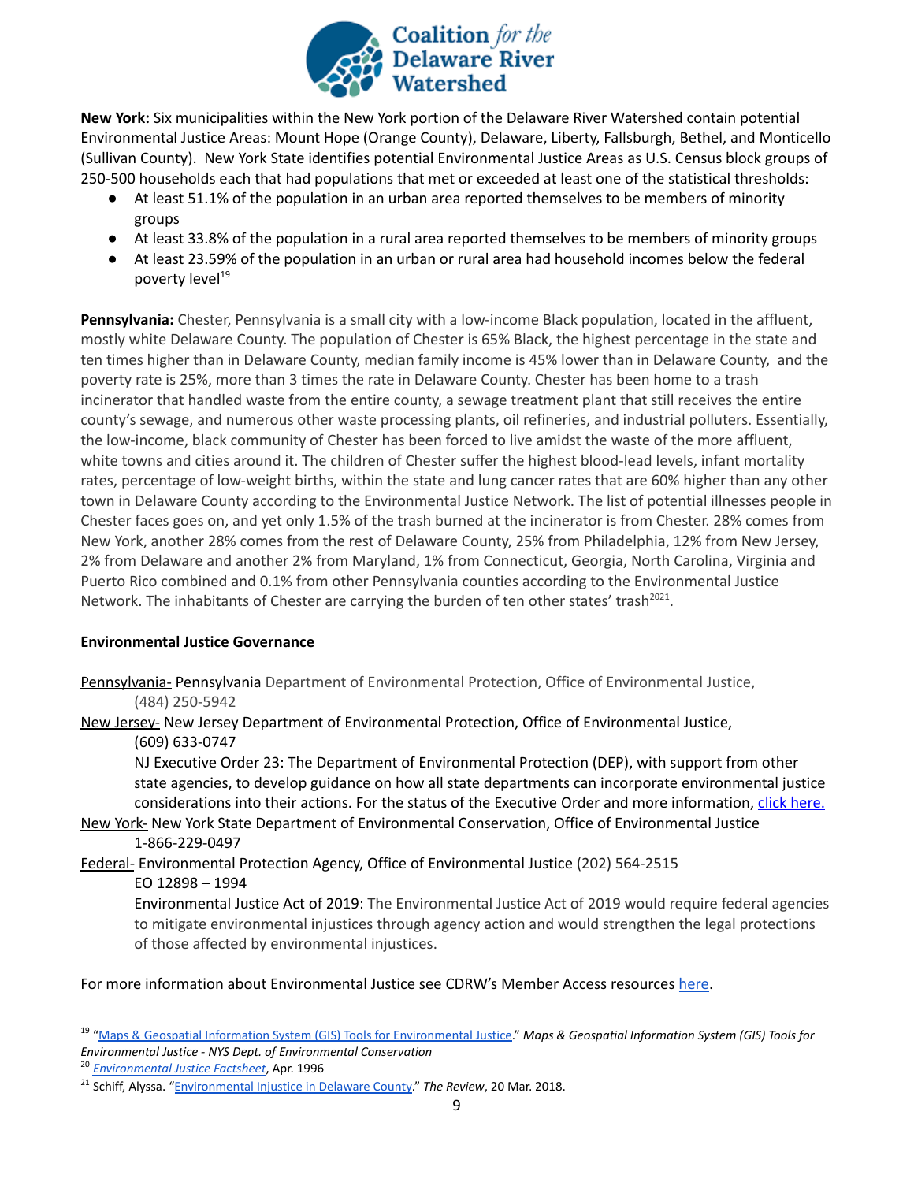**New York:** Six municipalities within the New York portion of the Delaware River Watershed contain potential Environmental Justice Areas: Mount Hope (Orange County), Delaware, Liberty, Fallsburgh, Bethel, and Monticello (Sullivan County). New York State identifies potential Environmental Justice Areas as U.S. Census block groups of 250-500 households each that had populations that met or exceeded at least one of the statistical thresholds:

- At least 51.1% of the population in an urban area reported themselves to be members of minority groups
- At least 33.8% of the population in a rural area reported themselves to be members of minority groups
- At least 23.59% of the population in an urban or rural area had household incomes below the federal poverty level[19]

**Pennsylvania:** Chester, Pennsylvania is a small city with a low-income Black population, located in the affluent, mostly white Delaware County. The population of Chester is 65% Black, the highest percentage in the state and ten times higher than in Delaware County, median family income is 45% lower than in Delaware County, and the poverty rate is 25%, more than 3 times the rate in Delaware County. Chester has been home to a trash incinerator that handled waste from the entire county, a sewage treatment plant that still receives the entire county's sewage, and numerous other waste processing plants, oil refineries, and industrial polluters. Essentially, the low-income, black community of Chester has been forced to live amidst the waste of the more affluent, white towns and cities around it. The children of Chester suffer the highest blood-lead levels, infant mortality rates, percentage of low-weight births, within the state and lung cancer rates that are 60% higher than any other town in Delaware County according to the Environmental Justice Network. The list of potential illnesses people in Chester faces goes on, and yet only 1.5% of the trash burned at the incinerator is from Chester. 28% comes from New York, another 28% comes from the rest of Delaware County, 25% from Philadelphia, 12% from New Jersey, 2% from Delaware and another 2% from Maryland, 1% from Connecticut, Georgia, North Carolina, Virginia and Puerto Rico combined and 0.1% from other Pennsylvania counties according to the Environmental Justice Network. The inhabitants of Chester are carrying the burden of ten other states' trash[20,21].

**Environmental Justice Governance**

Pennsylvania- Pennsylvania Department of Environmental Protection, Office of Environmental Justice, (484) 250-5942

New Jersey- New Jersey Department of Environmental Protection, Office of Environmental Justice, (609) 633-0747

NJ Executive Order 23: The Department of Environmental Protection (DEP), with support from other state agencies, to develop guidance on how all state departments can incorporate environmental justice considerations into their actions. For the status of the Executive Order and more information, click here.

New York- New York State Department of Environmental Conservation, Office of Environmental Justice 1-866-229-0497

Federal- Environmental Protection Agency, Office of Environmental Justice (202) 564-2515

EO 12898 – 1994

Environmental Justice Act of 2019: The Environmental Justice Act of 2019 would require federal agencies to mitigate environmental injustices through agency action and would strengthen the legal protections of those affected by environmental injustices.

For more information about Environmental Justice see CDRW's Member Access resources here.

---

[19] "Maps & Geospatial Information System (GIS) Tools for Environmental Justice." *Maps & Geospatial Information System (GIS) Tools for Environmental Justice - NYS Dept. of Environmental Conservation*

[20] *Environmental Justice Factsheet*, Apr. 1996

[21] Schiff, Alyssa. "Environmental Injustice in Delaware County." *The Review*, 20 Mar. 2018.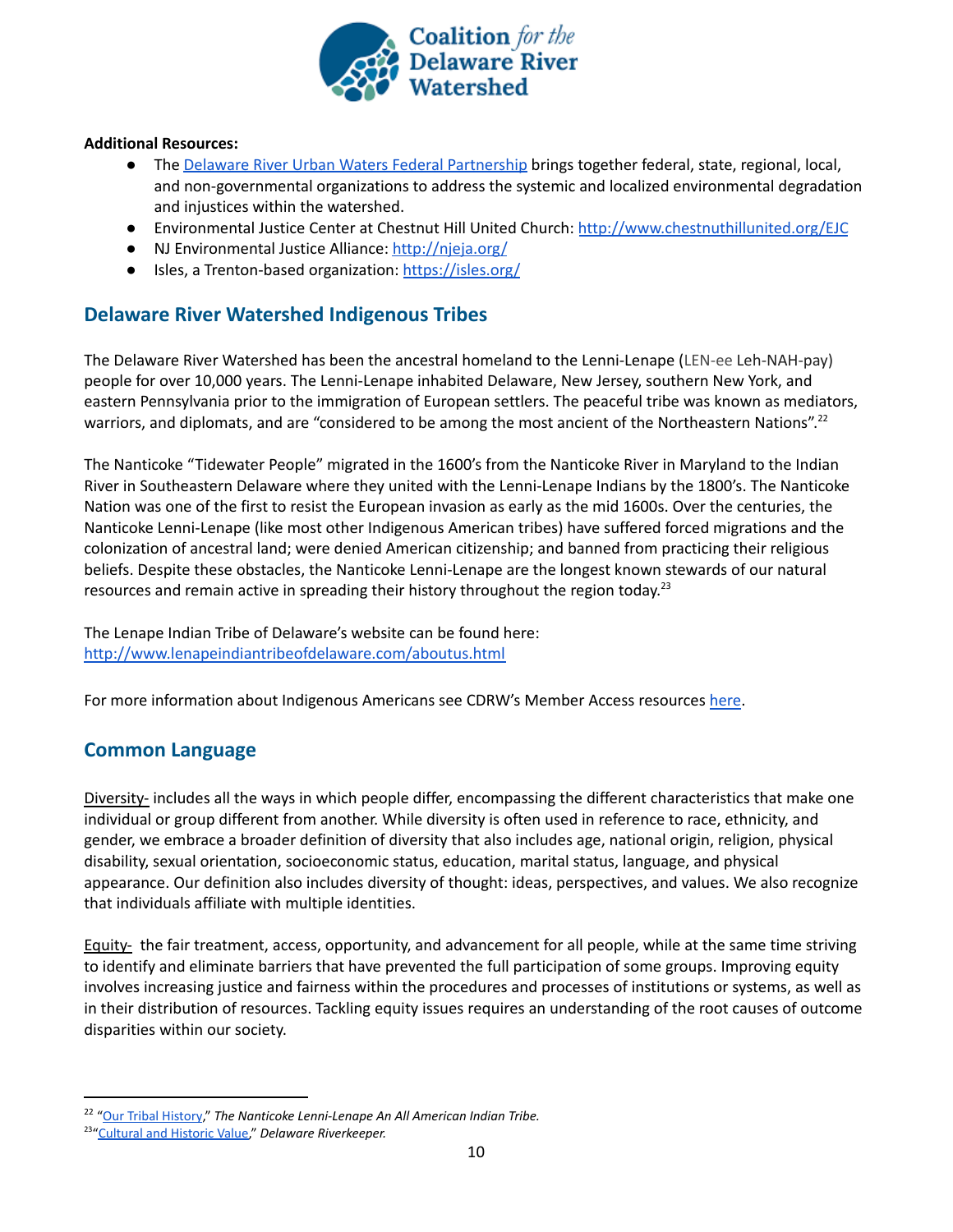**Additional Resources:**

- The Delaware River Urban Waters Federal Partnership brings together federal, state, regional, local, and non-governmental organizations to address the systemic and localized environmental degradation and injustices within the watershed.
- Environmental Justice Center at Chestnut Hill United Church: http://www.chestnuthillunited.org/EJC
- NJ Environmental Justice Alliance: http://njeja.org/
- Isles, a Trenton-based organization: https://isles.org/

## Delaware River Watershed Indigenous Tribes

The Delaware River Watershed has been the ancestral homeland to the Lenni-Lenape (LEN-ee Leh-NAH-pay) people for over 10,000 years. The Lenni-Lenape inhabited Delaware, New Jersey, southern New York, and eastern Pennsylvania prior to the immigration of European settlers. The peaceful tribe was known as mediators, warriors, and diplomats, and are "considered to be among the most ancient of the Northeastern Nations".[22]

The Nanticoke "Tidewater People" migrated in the 1600's from the Nanticoke River in Maryland to the Indian River in Southeastern Delaware where they united with the Lenni-Lenape Indians by the 1800's. The Nanticoke Nation was one of the first to resist the European invasion as early as the mid 1600s. Over the centuries, the Nanticoke Lenni-Lenape (like most other Indigenous American tribes) have suffered forced migrations and the colonization of ancestral land; were denied American citizenship; and banned from practicing their religious beliefs. Despite these obstacles, the Nanticoke Lenni-Lenape are the longest known stewards of our natural resources and remain active in spreading their history throughout the region today.[23]

The Lenape Indian Tribe of Delaware's website can be found here: http://www.lenapeindiantribeofdelaware.com/aboutus.html

For more information about Indigenous Americans see CDRW's Member Access resources here.

## Common Language

Diversity- includes all the ways in which people differ, encompassing the different characteristics that make one individual or group different from another. While diversity is often used in reference to race, ethnicity, and gender, we embrace a broader definition of diversity that also includes age, national origin, religion, physical disability, sexual orientation, socioeconomic status, education, marital status, language, and physical appearance. Our definition also includes diversity of thought: ideas, perspectives, and values. We also recognize that individuals affiliate with multiple identities.

Equity- the fair treatment, access, opportunity, and advancement for all people, while at the same time striving to identify and eliminate barriers that have prevented the full participation of some groups. Improving equity involves increasing justice and fairness within the procedures and processes of institutions or systems, as well as in their distribution of resources. Tackling equity issues requires an understanding of the root causes of outcome disparities within our society.

---

[22] "Our Tribal History," *The Nanticoke Lenni-Lenape An All American Indian Tribe.*

[23] "Cultural and Historic Value," *Delaware Riverkeeper.*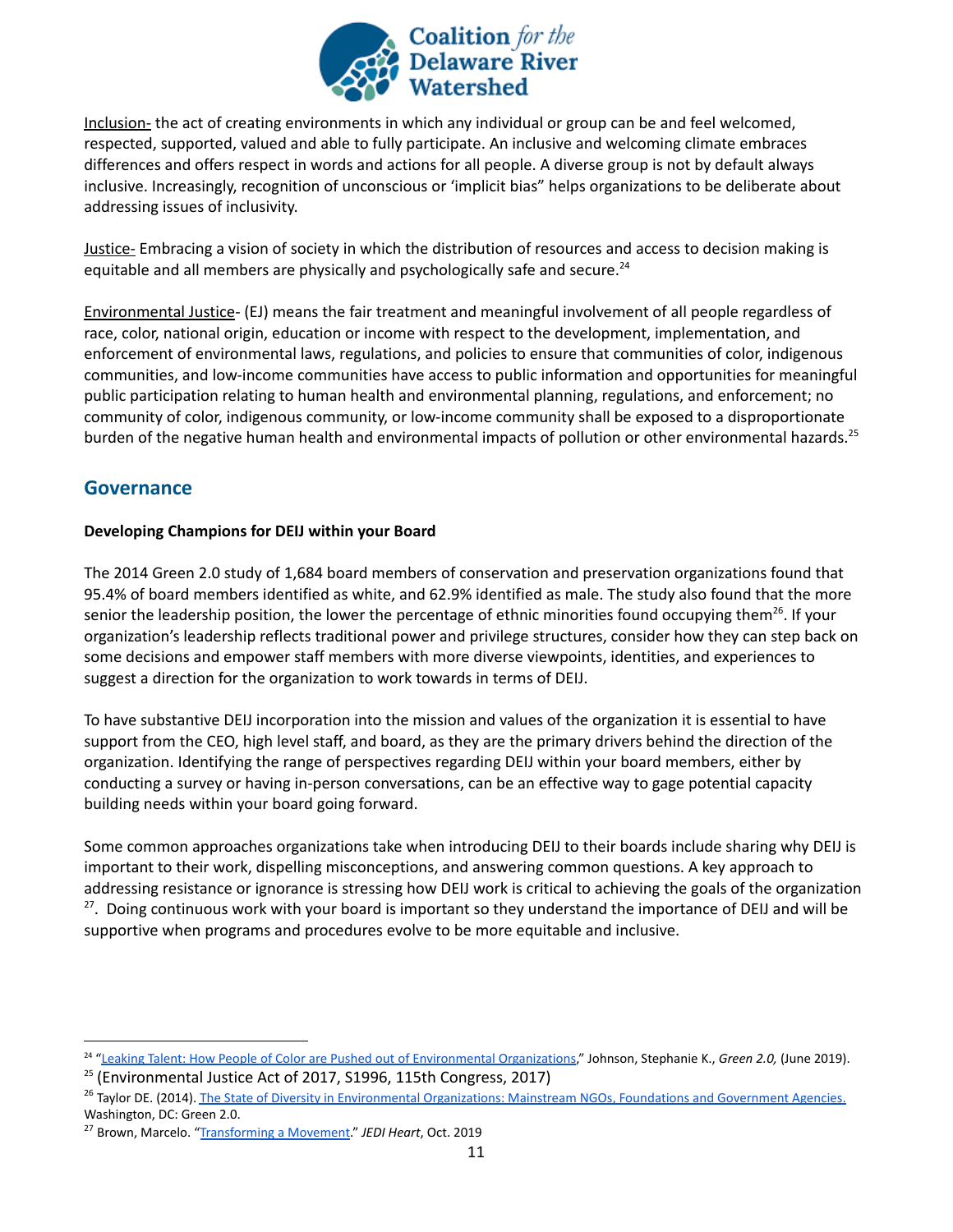Inclusion- the act of creating environments in which any individual or group can be and feel welcomed, respected, supported, valued and able to fully participate. An inclusive and welcoming climate embraces differences and offers respect in words and actions for all people. A diverse group is not by default always inclusive. Increasingly, recognition of unconscious or 'implicit bias" helps organizations to be deliberate about addressing issues of inclusivity.

Justice- Embracing a vision of society in which the distribution of resources and access to decision making is equitable and all members are physically and psychologically safe and secure.[24]

Environmental Justice- (EJ) means the fair treatment and meaningful involvement of all people regardless of race, color, national origin, education or income with respect to the development, implementation, and enforcement of environmental laws, regulations, and policies to ensure that communities of color, indigenous communities, and low-income communities have access to public information and opportunities for meaningful public participation relating to human health and environmental planning, regulations, and enforcement; no community of color, indigenous community, or low-income community shall be exposed to a disproportionate burden of the negative human health and environmental impacts of pollution or other environmental hazards.[25]

## Governance

**Developing Champions for DEIJ within your Board**

The 2014 Green 2.0 study of 1,684 board members of conservation and preservation organizations found that 95.4% of board members identified as white, and 62.9% identified as male. The study also found that the more senior the leadership position, the lower the percentage of ethnic minorities found occupying them[26]. If your organization's leadership reflects traditional power and privilege structures, consider how they can step back on some decisions and empower staff members with more diverse viewpoints, identities, and experiences to suggest a direction for the organization to work towards in terms of DEIJ.

To have substantive DEIJ incorporation into the mission and values of the organization it is essential to have support from the CEO, high level staff, and board, as they are the primary drivers behind the direction of the organization. Identifying the range of perspectives regarding DEIJ within your board members, either by conducting a survey or having in-person conversations, can be an effective way to gage potential capacity building needs within your board going forward.

Some common approaches organizations take when introducing DEIJ to their boards include sharing why DEIJ is important to their work, dispelling misconceptions, and answering common questions. A key approach to addressing resistance or ignorance is stressing how DEIJ work is critical to achieving the goals of the organization [27]. Doing continuous work with your board is important so they understand the importance of DEIJ and will be supportive when programs and procedures evolve to be more equitable and inclusive.

---

[24] "Leaking Talent: How People of Color are Pushed out of Environmental Organizations," Johnson, Stephanie K., *Green 2.0,* (June 2019).

[25] (Environmental Justice Act of 2017, S1996, 115th Congress, 2017)

[26] Taylor DE. (2014). The State of Diversity in Environmental Organizations: Mainstream NGOs, Foundations and Government Agencies. Washington, DC: Green 2.0.

[27] Brown, Marcelo. "Transforming a Movement." *JEDI Heart*, Oct. 2019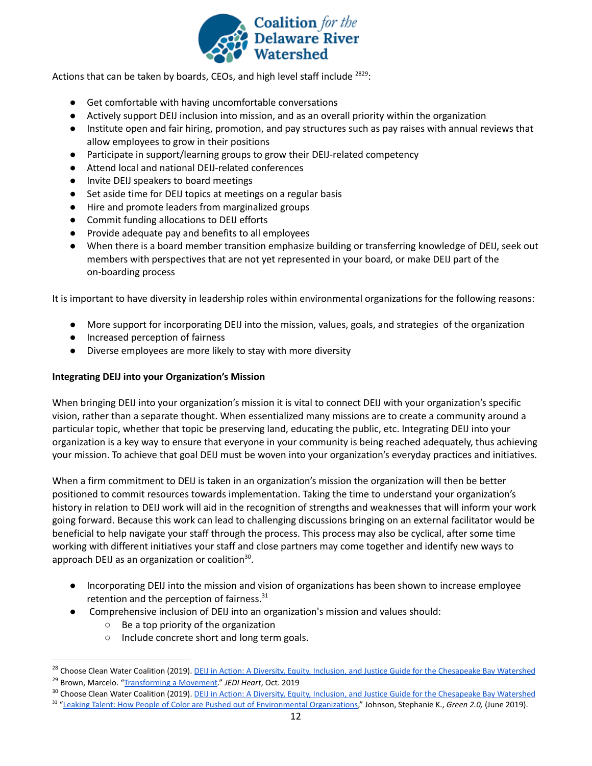Actions that can be taken by boards, CEOs, and high level staff include [28][29]:

- Get comfortable with having uncomfortable conversations
- Actively support DEIJ inclusion into mission, and as an overall priority within the organization
- Institute open and fair hiring, promotion, and pay structures such as pay raises with annual reviews that allow employees to grow in their positions
- Participate in support/learning groups to grow their DEIJ-related competency
- Attend local and national DEIJ-related conferences
- Invite DEIJ speakers to board meetings
- Set aside time for DEIJ topics at meetings on a regular basis
- Hire and promote leaders from marginalized groups
- Commit funding allocations to DEIJ efforts
- Provide adequate pay and benefits to all employees
- When there is a board member transition emphasize building or transferring knowledge of DEIJ, seek out members with perspectives that are not yet represented in your board, or make DEIJ part of the on-boarding process

It is important to have diversity in leadership roles within environmental organizations for the following reasons:

- More support for incorporating DEIJ into the mission, values, goals, and strategies of the organization
- Increased perception of fairness
- Diverse employees are more likely to stay with more diversity

**Integrating DEIJ into your Organization's Mission**

When bringing DEIJ into your organization's mission it is vital to connect DEIJ with your organization's specific vision, rather than a separate thought. When essentialized many missions are to create a community around a particular topic, whether that topic be preserving land, educating the public, etc. Integrating DEIJ into your organization is a key way to ensure that everyone in your community is being reached adequately, thus achieving your mission. To achieve that goal DEIJ must be woven into your organization's everyday practices and initiatives.

When a firm commitment to DEIJ is taken in an organization's mission the organization will then be better positioned to commit resources towards implementation. Taking the time to understand your organization's history in relation to DEIJ work will aid in the recognition of strengths and weaknesses that will inform your work going forward. Because this work can lead to challenging discussions bringing on an external facilitator would be beneficial to help navigate your staff through the process. This process may also be cyclical, after some time working with different initiatives your staff and close partners may come together and identify new ways to approach DEIJ as an organization or coalition[30].

- Incorporating DEIJ into the mission and vision of organizations has been shown to increase employee retention and the perception of fairness.[31]
- Comprehensive inclusion of DEIJ into an organization's mission and values should:
  - Be a top priority of the organization
  - Include concrete short and long term goals.

---

[28] Choose Clean Water Coalition (2019). DEIJ in Action: A Diversity, Equity, Inclusion, and Justice Guide for the Chesapeake Bay Watershed

[29] Brown, Marcelo. "Transforming a Movement." *JEDI Heart*, Oct. 2019

[30] Choose Clean Water Coalition (2019). DEIJ in Action: A Diversity, Equity, Inclusion, and Justice Guide for the Chesapeake Bay Watershed

[31] "Leaking Talent: How People of Color are Pushed out of Environmental Organizations," Johnson, Stephanie K., *Green 2.0,* (June 2019).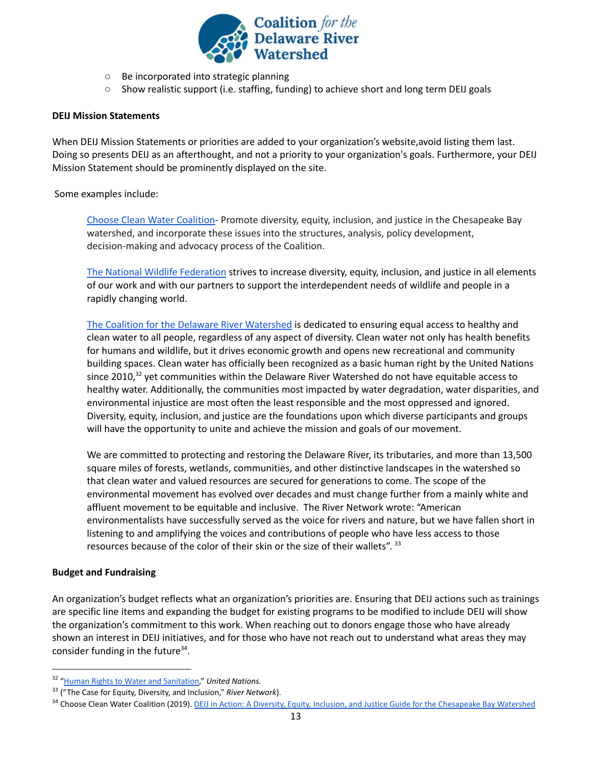- Be incorporated into strategic planning
- Show realistic support (i.e. staffing, funding) to achieve short and long term DEIJ goals

**DEIJ Mission Statements**

When DEIJ Mission Statements or priorities are added to your organization's website,avoid listing them last. Doing so presents DEIJ as an afterthought, and not a priority to your organization's goals. Furthermore, your DEIJ Mission Statement should be prominently displayed on the site.

Some examples include:

> Choose Clean Water Coalition- Promote diversity, equity, inclusion, and justice in the Chesapeake Bay watershed, and incorporate these issues into the structures, analysis, policy development, decision-making and advocacy process of the Coalition.
>
> The National Wildlife Federation strives to increase diversity, equity, inclusion, and justice in all elements of our work and with our partners to support the interdependent needs of wildlife and people in a rapidly changing world.
>
> The Coalition for the Delaware River Watershed is dedicated to ensuring equal access to healthy and clean water to all people, regardless of any aspect of diversity. Clean water not only has health benefits for humans and wildlife, but it drives economic growth and opens new recreational and community building spaces. Clean water has officially been recognized as a basic human right by the United Nations since 2010,[32] yet communities within the Delaware River Watershed do not have equitable access to healthy water. Additionally, the communities most impacted by water degradation, water disparities, and environmental injustice are most often the least responsible and the most oppressed and ignored. Diversity, equity, inclusion, and justice are the foundations upon which diverse participants and groups will have the opportunity to unite and achieve the mission and goals of our movement.
>
> We are committed to protecting and restoring the Delaware River, its tributaries, and more than 13,500 square miles of forests, wetlands, communities, and other distinctive landscapes in the watershed so that clean water and valued resources are secured for generations to come. The scope of the environmental movement has evolved over decades and must change further from a mainly white and affluent movement to be equitable and inclusive. The River Network wrote: "American environmentalists have successfully served as the voice for rivers and nature, but we have fallen short in listening to and amplifying the voices and contributions of people who have less access to those resources because of the color of their skin or the size of their wallets". [33]

**Budget and Fundraising**

An organization's budget reflects what an organization's priorities are. Ensuring that DEIJ actions such as trainings are specific line items and expanding the budget for existing programs to be modified to include DEIJ will show the organization's commitment to this work. When reaching out to donors engage those who have already shown an interest in DEIJ initiatives, and for those who have not reach out to understand what areas they may consider funding in the future[34].

---

[32] "Human Rights to Water and Sanitation," *United Nations.*

[33] ("The Case for Equity, Diversity, and Inclusion," *River Network*).

[34] Choose Clean Water Coalition (2019). DEIJ in Action: A Diversity, Equity, Inclusion, and Justice Guide for the Chesapeake Bay Watershed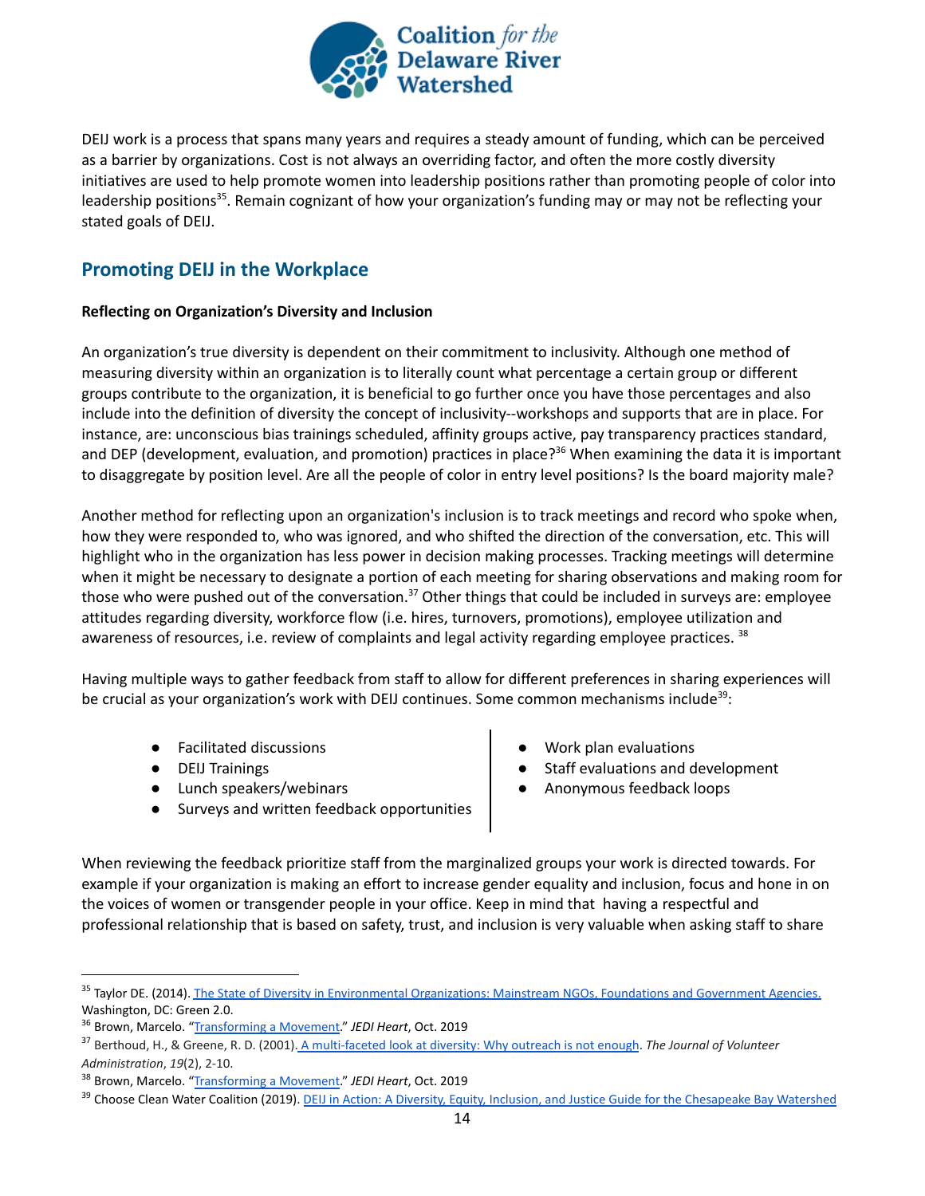DEIJ work is a process that spans many years and requires a steady amount of funding, which can be perceived as a barrier by organizations. Cost is not always an overriding factor, and often the more costly diversity initiatives are used to help promote women into leadership positions rather than promoting people of color into leadership positions[35]. Remain cognizant of how your organization's funding may or may not be reflecting your stated goals of DEIJ.

## Promoting DEIJ in the Workplace

**Reflecting on Organization's Diversity and Inclusion**

An organization's true diversity is dependent on their commitment to inclusivity. Although one method of measuring diversity within an organization is to literally count what percentage a certain group or different groups contribute to the organization, it is beneficial to go further once you have those percentages and also include into the definition of diversity the concept of inclusivity--workshops and supports that are in place. For instance, are: unconscious bias trainings scheduled, affinity groups active, pay transparency practices standard, and DEP (development, evaluation, and promotion) practices in place?[36] When examining the data it is important to disaggregate by position level. Are all the people of color in entry level positions? Is the board majority male?

Another method for reflecting upon an organization's inclusion is to track meetings and record who spoke when, how they were responded to, who was ignored, and who shifted the direction of the conversation, etc. This will highlight who in the organization has less power in decision making processes. Tracking meetings will determine when it might be necessary to designate a portion of each meeting for sharing observations and making room for those who were pushed out of the conversation.[37] Other things that could be included in surveys are: employee attitudes regarding diversity, workforce flow (i.e. hires, turnovers, promotions), employee utilization and awareness of resources, i.e. review of complaints and legal activity regarding employee practices.[38]

Having multiple ways to gather feedback from staff to allow for different preferences in sharing experiences will be crucial as your organization's work with DEIJ continues. Some common mechanisms include[39]:

- Facilitated discussions
- DEIJ Trainings
- Lunch speakers/webinars
- Surveys and written feedback opportunities
- Work plan evaluations
- Staff evaluations and development
- Anonymous feedback loops

When reviewing the feedback prioritize staff from the marginalized groups your work is directed towards. For example if your organization is making an effort to increase gender equality and inclusion, focus and hone in on the voices of women or transgender people in your office. Keep in mind that having a respectful and professional relationship that is based on safety, trust, and inclusion is very valuable when asking staff to share

---

[35] Taylor DE. (2014). The State of Diversity in Environmental Organizations: Mainstream NGOs, Foundations and Government Agencies. Washington, DC: Green 2.0.

[36] Brown, Marcelo. "Transforming a Movement." *JEDI Heart*, Oct. 2019

[37] Berthoud, H., & Greene, R. D. (2001). A multi-faceted look at diversity: Why outreach is not enough. *The Journal of Volunteer Administration*, *19*(2), 2-10.

[38] Brown, Marcelo. "Transforming a Movement." *JEDI Heart*, Oct. 2019

[39] Choose Clean Water Coalition (2019). DEIJ in Action: A Diversity, Equity, Inclusion, and Justice Guide for the Chesapeake Bay Watershed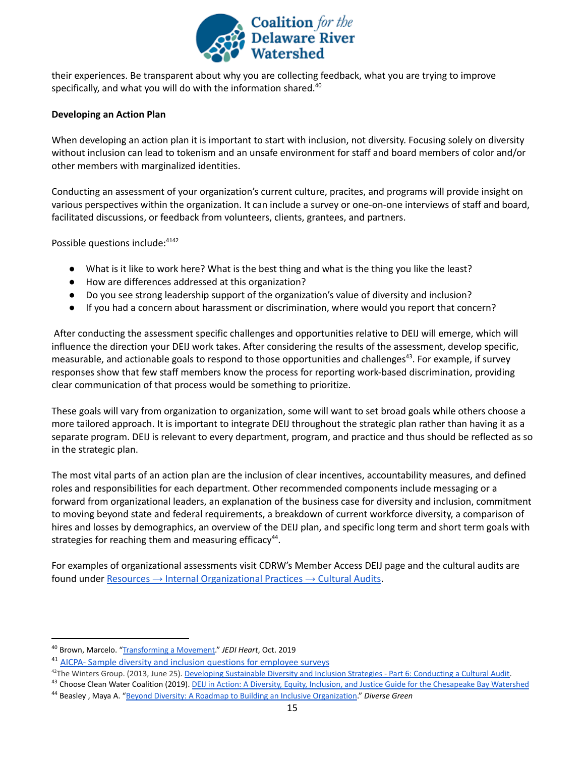their experiences. Be transparent about why you are collecting feedback, what you are trying to improve specifically, and what you will do with the information shared.[40]

**Developing an Action Plan**

When developing an action plan it is important to start with inclusion, not diversity. Focusing solely on diversity without inclusion can lead to tokenism and an unsafe environment for staff and board members of color and/or other members with marginalized identities.

Conducting an assessment of your organization's current culture, pracites, and programs will provide insight on various perspectives within the organization. It can include a survey or one-on-one interviews of staff and board, facilitated discussions, or feedback from volunteers, clients, grantees, and partners.

Possible questions include:[41][42]

- What is it like to work here? What is the best thing and what is the thing you like the least?
- How are differences addressed at this organization?
- Do you see strong leadership support of the organization's value of diversity and inclusion?
- If you had a concern about harassment or discrimination, where would you report that concern?

After conducting the assessment specific challenges and opportunities relative to DEIJ will emerge, which will influence the direction your DEIJ work takes. After considering the results of the assessment, develop specific, measurable, and actionable goals to respond to those opportunities and challenges[43]. For example, if survey responses show that few staff members know the process for reporting work-based discrimination, providing clear communication of that process would be something to prioritize.

These goals will vary from organization to organization, some will want to set broad goals while others choose a more tailored approach. It is important to integrate DEIJ throughout the strategic plan rather than having it as a separate program. DEIJ is relevant to every department, program, and practice and thus should be reflected as so in the strategic plan.

The most vital parts of an action plan are the inclusion of clear incentives, accountability measures, and defined roles and responsibilities for each department. Other recommended components include messaging or a forward from organizational leaders, an explanation of the business case for diversity and inclusion, commitment to moving beyond state and federal requirements, a breakdown of current workforce diversity, a comparison of hires and losses by demographics, an overview of the DEIJ plan, and specific long term and short term goals with strategies for reaching them and measuring efficacy[44].

For examples of organizational assessments visit CDRW's Member Access DEIJ page and the cultural audits are found under Resources ⟶ Internal Organizational Practices ⟶ Cultural Audits.

---

[40] Brown, Marcelo. "Transforming a Movement." *JEDI Heart*, Oct. 2019

[41] AICPA- Sample diversity and inclusion questions for employee surveys

[42] The Winters Group. (2013, June 25). Developing Sustainable Diversity and Inclusion Strategies - Part 6: Conducting a Cultural Audit.

[43] Choose Clean Water Coalition (2019). DEIJ in Action: A Diversity, Equity, Inclusion, and Justice Guide for the Chesapeake Bay Watershed

[44] Beasley , Maya A. "Beyond Diversity: A Roadmap to Building an Inclusive Organization." *Diverse Green*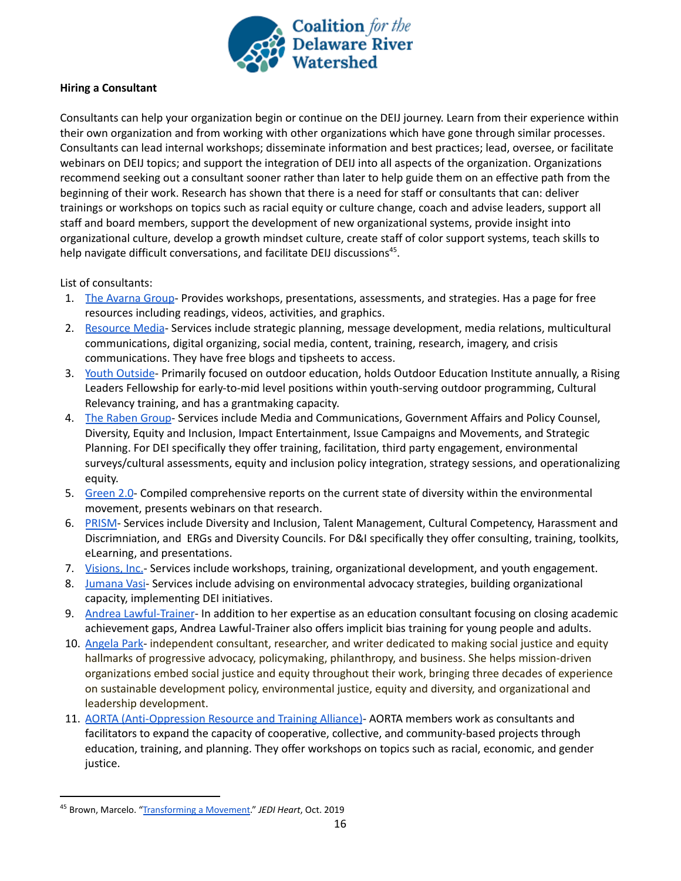**Hiring a Consultant**

Consultants can help your organization begin or continue on the DEIJ journey. Learn from their experience within their own organization and from working with other organizations which have gone through similar processes. Consultants can lead internal workshops; disseminate information and best practices; lead, oversee, or facilitate webinars on DEIJ topics; and support the integration of DEIJ into all aspects of the organization. Organizations recommend seeking out a consultant sooner rather than later to help guide them on an effective path from the beginning of their work. Research has shown that there is a need for staff or consultants that can: deliver trainings or workshops on topics such as racial equity or culture change, coach and advise leaders, support all staff and board members, support the development of new organizational systems, provide insight into organizational culture, develop a growth mindset culture, create staff of color support systems, teach skills to help navigate difficult conversations, and facilitate DEIJ discussions[45].

List of consultants:

1. The Avarna Group- Provides workshops, presentations, assessments, and strategies. Has a page for free resources including readings, videos, activities, and graphics.
2. Resource Media- Services include strategic planning, message development, media relations, multicultural communications, digital organizing, social media, content, training, research, imagery, and crisis communications. They have free blogs and tipsheets to access.
3. Youth Outside- Primarily focused on outdoor education, holds Outdoor Education Institute annually, a Rising Leaders Fellowship for early-to-mid level positions within youth-serving outdoor programming, Cultural Relevancy training, and has a grantmaking capacity.
4. The Raben Group- Services include Media and Communications, Government Affairs and Policy Counsel, Diversity, Equity and Inclusion, Impact Entertainment, Issue Campaigns and Movements, and Strategic Planning. For DEI specifically they offer training, facilitation, third party engagement, environmental surveys/cultural assessments, equity and inclusion policy integration, strategy sessions, and operationalizing equity.
5. Green 2.0- Compiled comprehensive reports on the current state of diversity within the environmental movement, presents webinars on that research.
6. PRISM- Services include Diversity and Inclusion, Talent Management, Cultural Competency, Harassment and Discrimniation, and ERGs and Diversity Councils. For D&I specifically they offer consulting, training, toolkits, eLearning, and presentations.
7. Visions, Inc.- Services include workshops, training, organizational development, and youth engagement.
8. Jumana Vasi- Services include advising on environmental advocacy strategies, building organizational capacity, implementing DEI initiatives.
9. Andrea Lawful-Trainer- In addition to her expertise as an education consultant focusing on closing academic achievement gaps, Andrea Lawful-Trainer also offers implicit bias training for young people and adults.
10. Angela Park- independent consultant, researcher, and writer dedicated to making social justice and equity hallmarks of progressive advocacy, policymaking, philanthropy, and business. She helps mission-driven organizations embed social justice and equity throughout their work, bringing three decades of experience on sustainable development policy, environmental justice, equity and diversity, and organizational and leadership development.
11. AORTA (Anti-Oppression Resource and Training Alliance)- AORTA members work as consultants and facilitators to expand the capacity of cooperative, collective, and community-based projects through education, training, and planning. They offer workshops on topics such as racial, economic, and gender justice.

---

[45] Brown, Marcelo. "Transforming a Movement." *JEDI Heart*, Oct. 2019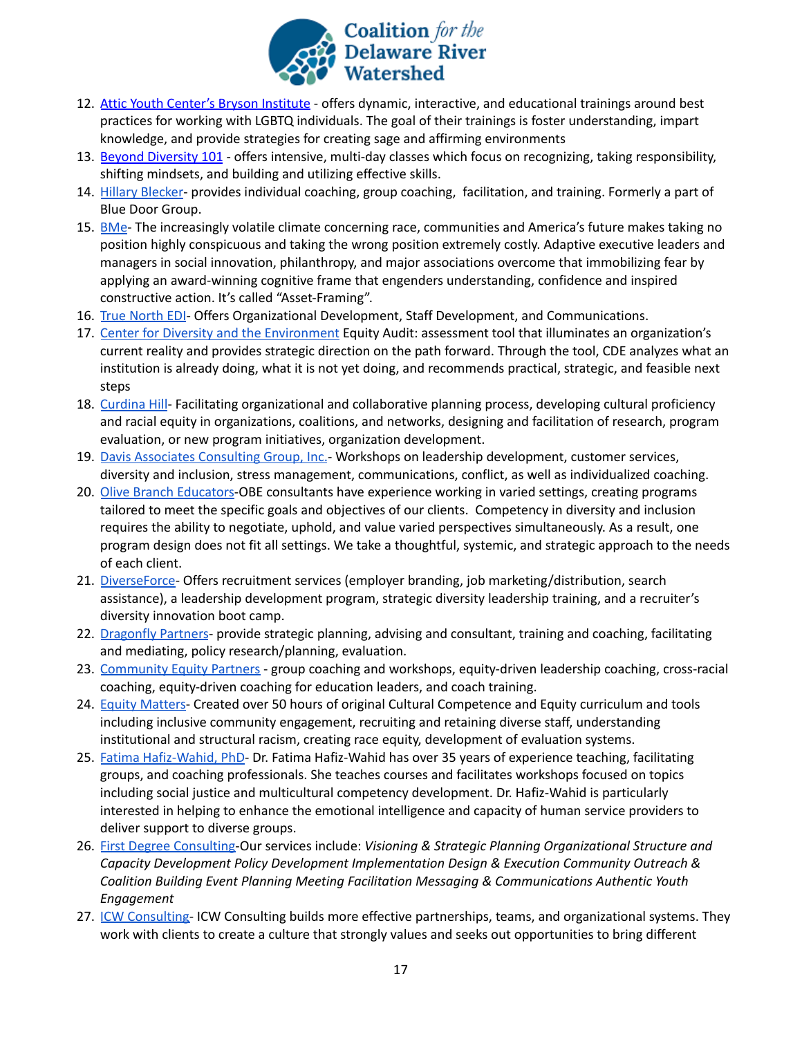12. Attic Youth Center's Bryson Institute - offers dynamic, interactive, and educational trainings around best practices for working with LGBTQ individuals. The goal of their trainings is foster understanding, impart knowledge, and provide strategies for creating sage and affirming environments
13. Beyond Diversity 101 - offers intensive, multi-day classes which focus on recognizing, taking responsibility, shifting mindsets, and building and utilizing effective skills.
14. Hillary Blecker- provides individual coaching, group coaching, facilitation, and training. Formerly a part of Blue Door Group.
15. BMe- The increasingly volatile climate concerning race, communities and America's future makes taking no position highly conspicuous and taking the wrong position extremely costly. Adaptive executive leaders and managers in social innovation, philanthropy, and major associations overcome that immobilizing fear by applying an award-winning cognitive frame that engenders understanding, confidence and inspired constructive action. It's called "Asset-Framing".
16. True North EDI- Offers Organizational Development, Staff Development, and Communications.
17. Center for Diversity and the Environment Equity Audit: assessment tool that illuminates an organization's current reality and provides strategic direction on the path forward. Through the tool, CDE analyzes what an institution is already doing, what it is not yet doing, and recommends practical, strategic, and feasible next steps
18. Curdina Hill- Facilitating organizational and collaborative planning process, developing cultural proficiency and racial equity in organizations, coalitions, and networks, designing and facilitation of research, program evaluation, or new program initiatives, organization development.
19. Davis Associates Consulting Group, Inc.- Workshops on leadership development, customer services, diversity and inclusion, stress management, communications, conflict, as well as individualized coaching.
20. Olive Branch Educators-OBE consultants have experience working in varied settings, creating programs tailored to meet the specific goals and objectives of our clients. Competency in diversity and inclusion requires the ability to negotiate, uphold, and value varied perspectives simultaneously. As a result, one program design does not fit all settings. We take a thoughtful, systemic, and strategic approach to the needs of each client.
21. DiverseForce- Offers recruitment services (employer branding, job marketing/distribution, search assistance), a leadership development program, strategic diversity leadership training, and a recruiter's diversity innovation boot camp.
22. Dragonfly Partners- provide strategic planning, advising and consultant, training and coaching, facilitating and mediating, policy research/planning, evaluation.
23. Community Equity Partners - group coaching and workshops, equity-driven leadership coaching, cross-racial coaching, equity-driven coaching for education leaders, and coach training.
24. Equity Matters- Created over 50 hours of original Cultural Competence and Equity curriculum and tools including inclusive community engagement, recruiting and retaining diverse staff, understanding institutional and structural racism, creating race equity, development of evaluation systems.
25. Fatima Hafiz-Wahid, PhD- Dr. Fatima Hafiz-Wahid has over 35 years of experience teaching, facilitating groups, and coaching professionals. She teaches courses and facilitates workshops focused on topics including social justice and multicultural competency development. Dr. Hafiz-Wahid is particularly interested in helping to enhance the emotional intelligence and capacity of human service providers to deliver support to diverse groups.
26. First Degree Consulting-Our services include: *Visioning & Strategic Planning Organizational Structure and Capacity Development Policy Development Implementation Design & Execution Community Outreach & Coalition Building Event Planning Meeting Facilitation Messaging & Communications Authentic Youth Engagement*
27. ICW Consulting- ICW Consulting builds more effective partnerships, teams, and organizational systems. They work with clients to create a culture that strongly values and seeks out opportunities to bring different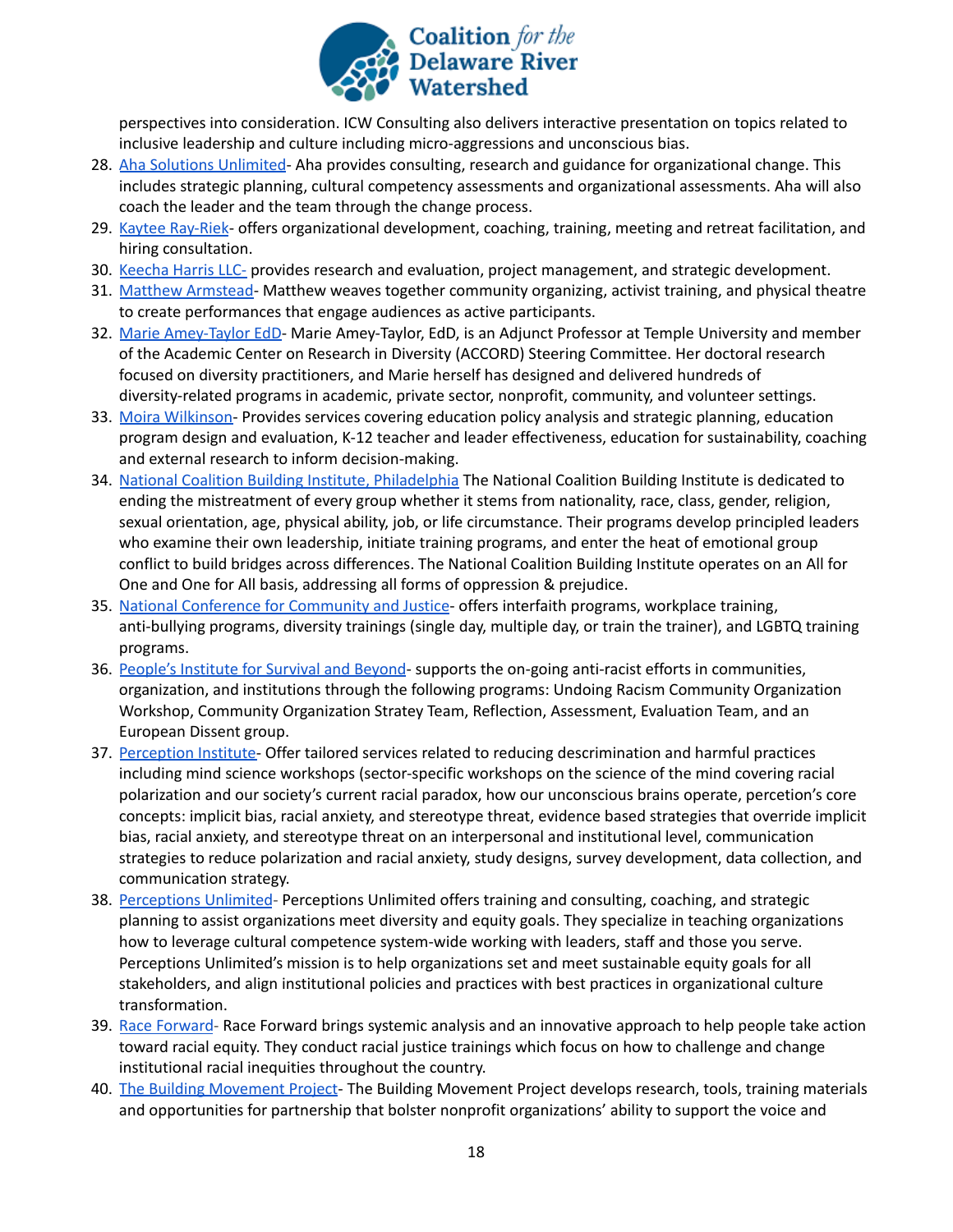perspectives into consideration. ICW Consulting also delivers interactive presentation on topics related to inclusive leadership and culture including micro-aggressions and unconscious bias.

28. Aha Solutions Unlimited- Aha provides consulting, research and guidance for organizational change. This includes strategic planning, cultural competency assessments and organizational assessments. Aha will also coach the leader and the team through the change process.
29. Kaytee Ray-Riek- offers organizational development, coaching, training, meeting and retreat facilitation, and hiring consultation.
30. Keecha Harris LLC- provides research and evaluation, project management, and strategic development.
31. Matthew Armstead- Matthew weaves together community organizing, activist training, and physical theatre to create performances that engage audiences as active participants.
32. Marie Amey-Taylor EdD- Marie Amey-Taylor, EdD, is an Adjunct Professor at Temple University and member of the Academic Center on Research in Diversity (ACCORD) Steering Committee. Her doctoral research focused on diversity practitioners, and Marie herself has designed and delivered hundreds of diversity-related programs in academic, private sector, nonprofit, community, and volunteer settings.
33. Moira Wilkinson- Provides services covering education policy analysis and strategic planning, education program design and evaluation, K-12 teacher and leader effectiveness, education for sustainability, coaching and external research to inform decision-making.
34. National Coalition Building Institute, Philadelphia The National Coalition Building Institute is dedicated to ending the mistreatment of every group whether it stems from nationality, race, class, gender, religion, sexual orientation, age, physical ability, job, or life circumstance. Their programs develop principled leaders who examine their own leadership, initiate training programs, and enter the heat of emotional group conflict to build bridges across differences. The National Coalition Building Institute operates on an All for One and One for All basis, addressing all forms of oppression & prejudice.
35. National Conference for Community and Justice- offers interfaith programs, workplace training, anti-bullying programs, diversity trainings (single day, multiple day, or train the trainer), and LGBTQ training programs.
36. People's Institute for Survival and Beyond- supports the on-going anti-racist efforts in communities, organization, and institutions through the following programs: Undoing Racism Community Organization Workshop, Community Organization Stratey Team, Reflection, Assessment, Evaluation Team, and an European Dissent group.
37. Perception Institute- Offer tailored services related to reducing descrimination and harmful practices including mind science workshops (sector-specific workshops on the science of the mind covering racial polarization and our society's current racial paradox, how our unconscious brains operate, percetion's core concepts: implicit bias, racial anxiety, and stereotype threat, evidence based strategies that override implicit bias, racial anxiety, and stereotype threat on an interpersonal and institutional level, communication strategies to reduce polarization and racial anxiety, study designs, survey development, data collection, and communication strategy.
38. Perceptions Unlimited- Perceptions Unlimited offers training and consulting, coaching, and strategic planning to assist organizations meet diversity and equity goals. They specialize in teaching organizations how to leverage cultural competence system-wide working with leaders, staff and those you serve. Perceptions Unlimited's mission is to help organizations set and meet sustainable equity goals for all stakeholders, and align institutional policies and practices with best practices in organizational culture transformation.
39. Race Forward- Race Forward brings systemic analysis and an innovative approach to help people take action toward racial equity. They conduct racial justice trainings which focus on how to challenge and change institutional racial inequities throughout the country.
40. The Building Movement Project- The Building Movement Project develops research, tools, training materials and opportunities for partnership that bolster nonprofit organizations' ability to support the voice and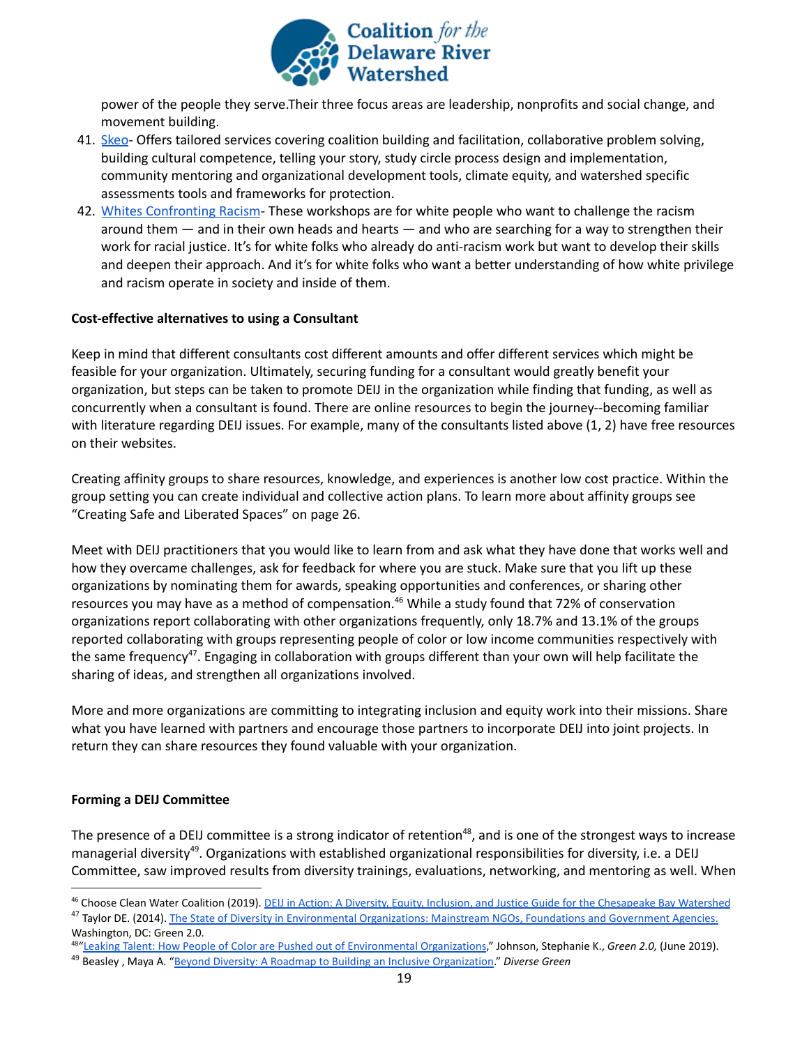power of the people they serve.Their three focus areas are leadership, nonprofits and social change, and movement building.

41. Skeo- Offers tailored services covering coalition building and facilitation, collaborative problem solving, building cultural competence, telling your story, study circle process design and implementation, community mentoring and organizational development tools, climate equity, and watershed specific assessments tools and frameworks for protection.
42. Whites Confronting Racism- These workshops are for white people who want to challenge the racism around them — and in their own heads and hearts — and who are searching for a way to strengthen their work for racial justice. It's for white folks who already do anti-racism work but want to develop their skills and deepen their approach. And it's for white folks who want a better understanding of how white privilege and racism operate in society and inside of them.

**Cost-effective alternatives to using a Consultant**

Keep in mind that different consultants cost different amounts and offer different services which might be feasible for your organization. Ultimately, securing funding for a consultant would greatly benefit your organization, but steps can be taken to promote DEIJ in the organization while finding that funding, as well as concurrently when a consultant is found. There are online resources to begin the journey--becoming familiar with literature regarding DEIJ issues. For example, many of the consultants listed above (1, 2) have free resources on their websites.

Creating affinity groups to share resources, knowledge, and experiences is another low cost practice. Within the group setting you can create individual and collective action plans. To learn more about affinity groups see "Creating Safe and Liberated Spaces" on page 26.

Meet with DEIJ practitioners that you would like to learn from and ask what they have done that works well and how they overcame challenges, ask for feedback for where you are stuck. Make sure that you lift up these organizations by nominating them for awards, speaking opportunities and conferences, or sharing other resources you may have as a method of compensation.[46] While a study found that 72% of conservation organizations report collaborating with other organizations frequently, only 18.7% and 13.1% of the groups reported collaborating with groups representing people of color or low income communities respectively with the same frequency[47]. Engaging in collaboration with groups different than your own will help facilitate the sharing of ideas, and strengthen all organizations involved.

More and more organizations are committing to integrating inclusion and equity work into their missions. Share what you have learned with partners and encourage those partners to incorporate DEIJ into joint projects. In return they can share resources they found valuable with your organization.

**Forming a DEIJ Committee**

The presence of a DEIJ committee is a strong indicator of retention[48], and is one of the strongest ways to increase managerial diversity[49]. Organizations with established organizational responsibilities for diversity, i.e. a DEIJ Committee, saw improved results from diversity trainings, evaluations, networking, and mentoring as well. When

---

[46] Choose Clean Water Coalition (2019). DEIJ in Action: A Diversity, Equity, Inclusion, and Justice Guide for the Chesapeake Bay Watershed

[47] Taylor DE. (2014). The State of Diversity in Environmental Organizations: Mainstream NGOs, Foundations and Government Agencies. Washington, DC: Green 2.0.

[48] "Leaking Talent: How People of Color are Pushed out of Environmental Organizations," Johnson, Stephanie K., *Green 2.0,* (June 2019).

[49] Beasley , Maya A. "Beyond Diversity: A Roadmap to Building an Inclusive Organization." *Diverse Green*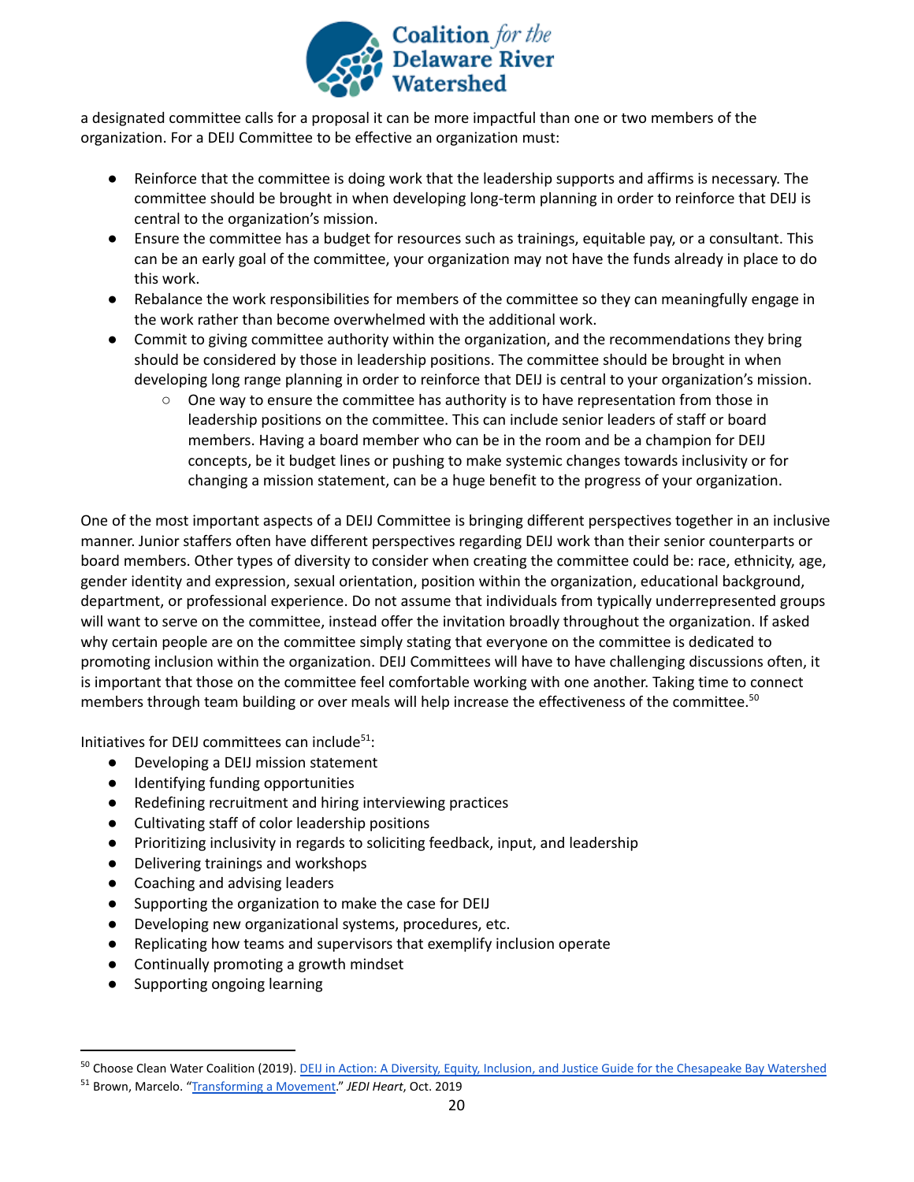a designated committee calls for a proposal it can be more impactful than one or two members of the organization. For a DEIJ Committee to be effective an organization must:

- Reinforce that the committee is doing work that the leadership supports and affirms is necessary. The committee should be brought in when developing long-term planning in order to reinforce that DEIJ is central to the organization's mission.
- Ensure the committee has a budget for resources such as trainings, equitable pay, or a consultant. This can be an early goal of the committee, your organization may not have the funds already in place to do this work.
- Rebalance the work responsibilities for members of the committee so they can meaningfully engage in the work rather than become overwhelmed with the additional work.
- Commit to giving committee authority within the organization, and the recommendations they bring should be considered by those in leadership positions. The committee should be brought in when developing long range planning in order to reinforce that DEIJ is central to your organization's mission.
    - One way to ensure the committee has authority is to have representation from those in leadership positions on the committee. This can include senior leaders of staff or board members. Having a board member who can be in the room and be a champion for DEIJ concepts, be it budget lines or pushing to make systemic changes towards inclusivity or for changing a mission statement, can be a huge benefit to the progress of your organization.

One of the most important aspects of a DEIJ Committee is bringing different perspectives together in an inclusive manner. Junior staffers often have different perspectives regarding DEIJ work than their senior counterparts or board members. Other types of diversity to consider when creating the committee could be: race, ethnicity, age, gender identity and expression, sexual orientation, position within the organization, educational background, department, or professional experience. Do not assume that individuals from typically underrepresented groups will want to serve on the committee, instead offer the invitation broadly throughout the organization. If asked why certain people are on the committee simply stating that everyone on the committee is dedicated to promoting inclusion within the organization. DEIJ Committees will have to have challenging discussions often, it is important that those on the committee feel comfortable working with one another. Taking time to connect members through team building or over meals will help increase the effectiveness of the committee.[50]

Initiatives for DEIJ committees can include[51]:

- Developing a DEIJ mission statement
- Identifying funding opportunities
- Redefining recruitment and hiring interviewing practices
- Cultivating staff of color leadership positions
- Prioritizing inclusivity in regards to soliciting feedback, input, and leadership
- Delivering trainings and workshops
- Coaching and advising leaders
- Supporting the organization to make the case for DEIJ
- Developing new organizational systems, procedures, etc.
- Replicating how teams and supervisors that exemplify inclusion operate
- Continually promoting a growth mindset
- Supporting ongoing learning

---

[50] Choose Clean Water Coalition (2019). DEIJ in Action: A Diversity, Equity, Inclusion, and Justice Guide for the Chesapeake Bay Watershed

[51] Brown, Marcelo. "Transforming a Movement." *JEDI Heart*, Oct. 2019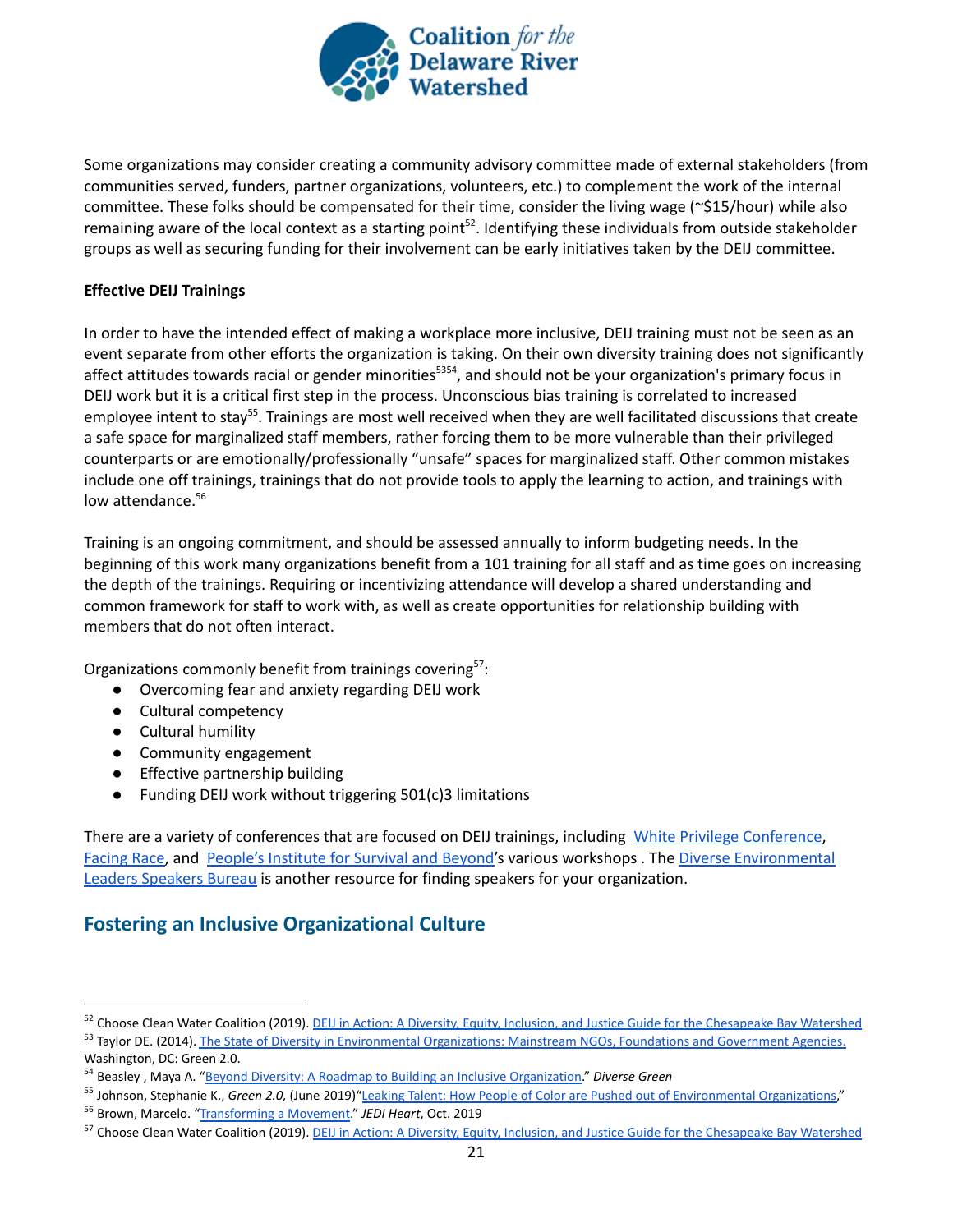Some organizations may consider creating a community advisory committee made of external stakeholders (from communities served, funders, partner organizations, volunteers, etc.) to complement the work of the internal committee. These folks should be compensated for their time, consider the living wage (~$15/hour) while also remaining aware of the local context as a starting point[52]. Identifying these individuals from outside stakeholder groups as well as securing funding for their involvement can be early initiatives taken by the DEIJ committee.

**Effective DEIJ Trainings**

In order to have the intended effect of making a workplace more inclusive, DEIJ training must not be seen as an event separate from other efforts the organization is taking. On their own diversity training does not significantly affect attitudes towards racial or gender minorities[53,54], and should not be your organization's primary focus in DEIJ work but it is a critical first step in the process. Unconscious bias training is correlated to increased employee intent to stay[55]. Trainings are most well received when they are well facilitated discussions that create a safe space for marginalized staff members, rather forcing them to be more vulnerable than their privileged counterparts or are emotionally/professionally "unsafe" spaces for marginalized staff. Other common mistakes include one off trainings, trainings that do not provide tools to apply the learning to action, and trainings with low attendance.[56]

Training is an ongoing commitment, and should be assessed annually to inform budgeting needs. In the beginning of this work many organizations benefit from a 101 training for all staff and as time goes on increasing the depth of the trainings. Requiring or incentivizing attendance will develop a shared understanding and common framework for staff to work with, as well as create opportunities for relationship building with members that do not often interact.

Organizations commonly benefit from trainings covering[57]:

- Overcoming fear and anxiety regarding DEIJ work
- Cultural competency
- Cultural humility
- Community engagement
- Effective partnership building
- Funding DEIJ work without triggering 501(c)3 limitations

There are a variety of conferences that are focused on DEIJ trainings, including White Privilege Conference, Facing Race, and People's Institute for Survival and Beyond's various workshops . The Diverse Environmental Leaders Speakers Bureau is another resource for finding speakers for your organization.

## Fostering an Inclusive Organizational Culture

---

[52] Choose Clean Water Coalition (2019). DEIJ in Action: A Diversity, Equity, Inclusion, and Justice Guide for the Chesapeake Bay Watershed

[53] Taylor DE. (2014). The State of Diversity in Environmental Organizations: Mainstream NGOs, Foundations and Government Agencies. Washington, DC: Green 2.0.

[54] Beasley , Maya A. "Beyond Diversity: A Roadmap to Building an Inclusive Organization." *Diverse Green*

[55] Johnson, Stephanie K., *Green 2.0,* (June 2019)"Leaking Talent: How People of Color are Pushed out of Environmental Organizations,"

[56] Brown, Marcelo. "Transforming a Movement." *JEDI Heart*, Oct. 2019

[57] Choose Clean Water Coalition (2019). DEIJ in Action: A Diversity, Equity, Inclusion, and Justice Guide for the Chesapeake Bay Watershed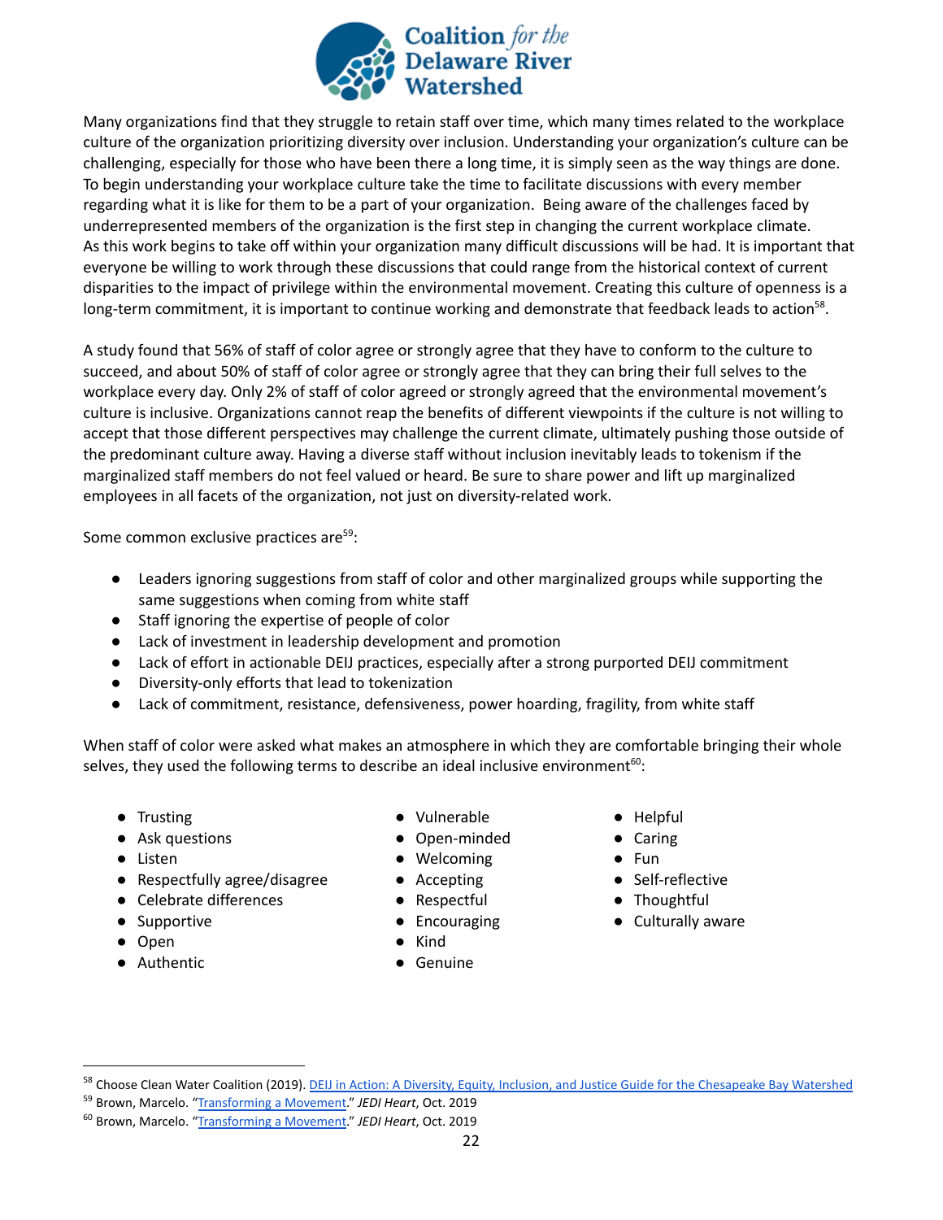Many organizations find that they struggle to retain staff over time, which many times related to the workplace culture of the organization prioritizing diversity over inclusion. Understanding your organization's culture can be challenging, especially for those who have been there a long time, it is simply seen as the way things are done. To begin understanding your workplace culture take the time to facilitate discussions with every member regarding what it is like for them to be a part of your organization. Being aware of the challenges faced by underrepresented members of the organization is the first step in changing the current workplace climate. As this work begins to take off within your organization many difficult discussions will be had. It is important that everyone be willing to work through these discussions that could range from the historical context of current disparities to the impact of privilege within the environmental movement. Creating this culture of openness is a long-term commitment, it is important to continue working and demonstrate that feedback leads to action[58].

A study found that 56% of staff of color agree or strongly agree that they have to conform to the culture to succeed, and about 50% of staff of color agree or strongly agree that they can bring their full selves to the workplace every day. Only 2% of staff of color agreed or strongly agreed that the environmental movement's culture is inclusive. Organizations cannot reap the benefits of different viewpoints if the culture is not willing to accept that those different perspectives may challenge the current climate, ultimately pushing those outside of the predominant culture away. Having a diverse staff without inclusion inevitably leads to tokenism if the marginalized staff members do not feel valued or heard. Be sure to share power and lift up marginalized employees in all facets of the organization, not just on diversity-related work.

Some common exclusive practices are[59]:

- Leaders ignoring suggestions from staff of color and other marginalized groups while supporting the same suggestions when coming from white staff
- Staff ignoring the expertise of people of color
- Lack of investment in leadership development and promotion
- Lack of effort in actionable DEIJ practices, especially after a strong purported DEIJ commitment
- Diversity-only efforts that lead to tokenization
- Lack of commitment, resistance, defensiveness, power hoarding, fragility, from white staff

When staff of color were asked what makes an atmosphere in which they are comfortable bringing their whole selves, they used the following terms to describe an ideal inclusive environment[60]:

- Trusting
- Ask questions
- Listen
- Respectfully agree/disagree
- Celebrate differences
- Supportive
- Open
- Authentic
- Vulnerable
- Open-minded
- Welcoming
- Accepting
- Respectful
- Encouraging
- Kind
- Genuine
- Helpful
- Caring
- Fun
- Self-reflective
- Thoughtful
- Culturally aware

---

[58] Choose Clean Water Coalition (2019). DEIJ in Action: A Diversity, Equity, Inclusion, and Justice Guide for the Chesapeake Bay Watershed

[59] Brown, Marcelo. "Transforming a Movement." *JEDI Heart*, Oct. 2019

[60] Brown, Marcelo. "Transforming a Movement." *JEDI Heart*, Oct. 2019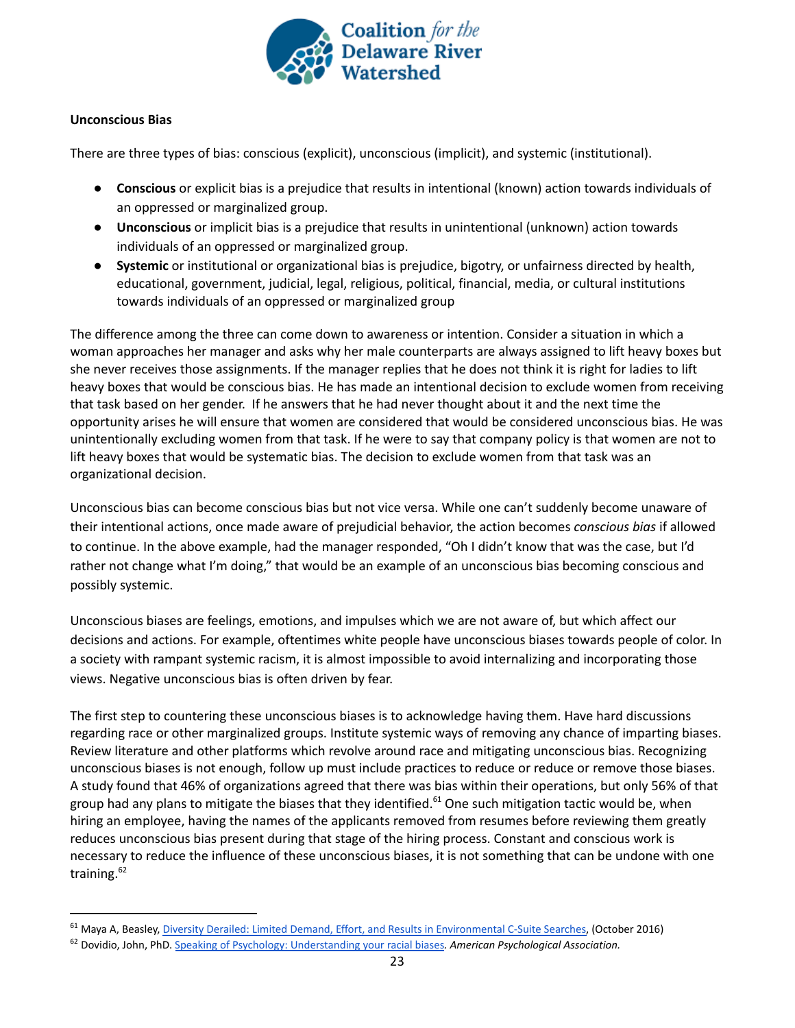**Unconscious Bias**

There are three types of bias: conscious (explicit), unconscious (implicit), and systemic (institutional).

- **Conscious** or explicit bias is a prejudice that results in intentional (known) action towards individuals of an oppressed or marginalized group.
- **Unconscious** or implicit bias is a prejudice that results in unintentional (unknown) action towards individuals of an oppressed or marginalized group.
- **Systemic** or institutional or organizational bias is prejudice, bigotry, or unfairness directed by health, educational, government, judicial, legal, religious, political, financial, media, or cultural institutions towards individuals of an oppressed or marginalized group

The difference among the three can come down to awareness or intention. Consider a situation in which a woman approaches her manager and asks why her male counterparts are always assigned to lift heavy boxes but she never receives those assignments. If the manager replies that he does not think it is right for ladies to lift heavy boxes that would be conscious bias. He has made an intentional decision to exclude women from receiving that task based on her gender. If he answers that he had never thought about it and the next time the opportunity arises he will ensure that women are considered that would be considered unconscious bias. He was unintentionally excluding women from that task. If he were to say that company policy is that women are not to lift heavy boxes that would be systematic bias. The decision to exclude women from that task was an organizational decision.

Unconscious bias can become conscious bias but not vice versa. While one can't suddenly become unaware of their intentional actions, once made aware of prejudicial behavior, the action becomes *conscious bias* if allowed to continue. In the above example, had the manager responded, "Oh I didn't know that was the case, but I'd rather not change what I'm doing," that would be an example of an unconscious bias becoming conscious and possibly systemic.

Unconscious biases are feelings, emotions, and impulses which we are not aware of, but which affect our decisions and actions. For example, oftentimes white people have unconscious biases towards people of color. In a society with rampant systemic racism, it is almost impossible to avoid internalizing and incorporating those views. Negative unconscious bias is often driven by fear.

The first step to countering these unconscious biases is to acknowledge having them. Have hard discussions regarding race or other marginalized groups. Institute systemic ways of removing any chance of imparting biases. Review literature and other platforms which revolve around race and mitigating unconscious bias. Recognizing unconscious biases is not enough, follow up must include practices to reduce or reduce or remove those biases. A study found that 46% of organizations agreed that there was bias within their operations, but only 56% of that group had any plans to mitigate the biases that they identified.[61] One such mitigation tactic would be, when hiring an employee, having the names of the applicants removed from resumes before reviewing them greatly reduces unconscious bias present during that stage of the hiring process. Constant and conscious work is necessary to reduce the influence of these unconscious biases, it is not something that can be undone with one training.[62]

---

[61] Maya A, Beasley, Diversity Derailed: Limited Demand, Effort, and Results in Environmental C-Suite Searches, (October 2016)

[62] Dovidio, John, PhD. Speaking of Psychology: Understanding your racial biases*. American Psychological Association.*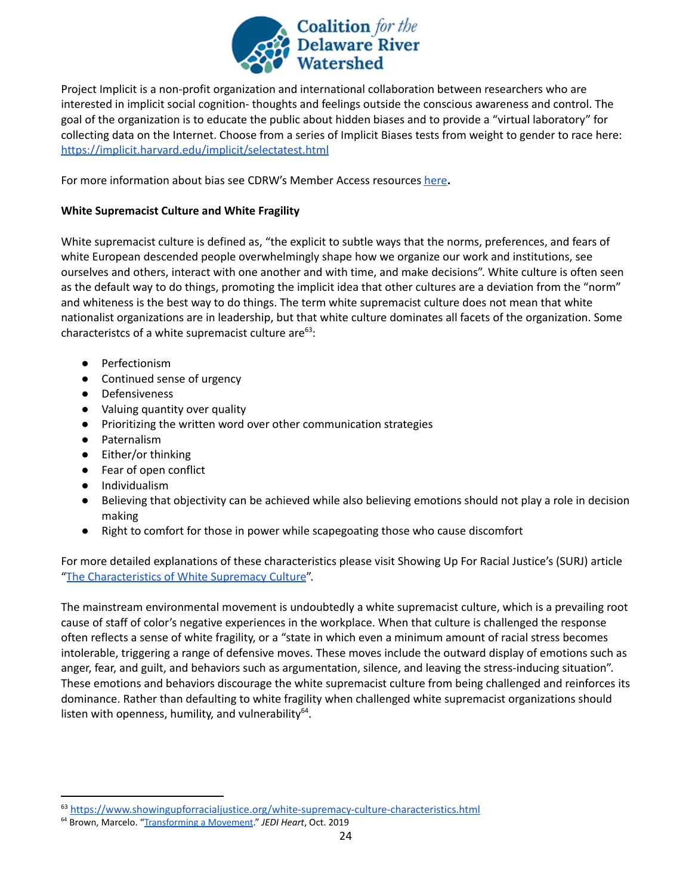Project Implicit is a non-profit organization and international collaboration between researchers who are interested in implicit social cognition- thoughts and feelings outside the conscious awareness and control. The goal of the organization is to educate the public about hidden biases and to provide a "virtual laboratory" for collecting data on the Internet. Choose from a series of Implicit Biases tests from weight to gender to race here: https://implicit.harvard.edu/implicit/selectatest.html

For more information about bias see CDRW's Member Access resources here**.**

**White Supremacist Culture and White Fragility**

White supremacist culture is defined as, "the explicit to subtle ways that the norms, preferences, and fears of white European descended people overwhelmingly shape how we organize our work and institutions, see ourselves and others, interact with one another and with time, and make decisions". White culture is often seen as the default way to do things, promoting the implicit idea that other cultures are a deviation from the "norm" and whiteness is the best way to do things. The term white supremacist culture does not mean that white nationalist organizations are in leadership, but that white culture dominates all facets of the organization. Some characteristcs of a white supremacist culture are[63]:

- Perfectionism
- Continued sense of urgency
- Defensiveness
- Valuing quantity over quality
- Prioritizing the written word over other communication strategies
- Paternalism
- Either/or thinking
- Fear of open conflict
- Individualism
- Believing that objectivity can be achieved while also believing emotions should not play a role in decision making
- Right to comfort for those in power while scapegoating those who cause discomfort

For more detailed explanations of these characteristics please visit Showing Up For Racial Justice's (SURJ) article "The Characteristics of White Supremacy Culture".

The mainstream environmental movement is undoubtedly a white supremacist culture, which is a prevailing root cause of staff of color's negative experiences in the workplace. When that culture is challenged the response often reflects a sense of white fragility, or a "state in which even a minimum amount of racial stress becomes intolerable, triggering a range of defensive moves. These moves include the outward display of emotions such as anger, fear, and guilt, and behaviors such as argumentation, silence, and leaving the stress-inducing situation". These emotions and behaviors discourage the white supremacist culture from being challenged and reinforces its dominance. Rather than defaulting to white fragility when challenged white supremacist organizations should listen with openness, humility, and vulnerability[64].

---

[63] https://www.showingupforracialjustice.org/white-supremacy-culture-characteristics.html

[64] Brown, Marcelo. "Transforming a Movement." *JEDI Heart*, Oct. 2019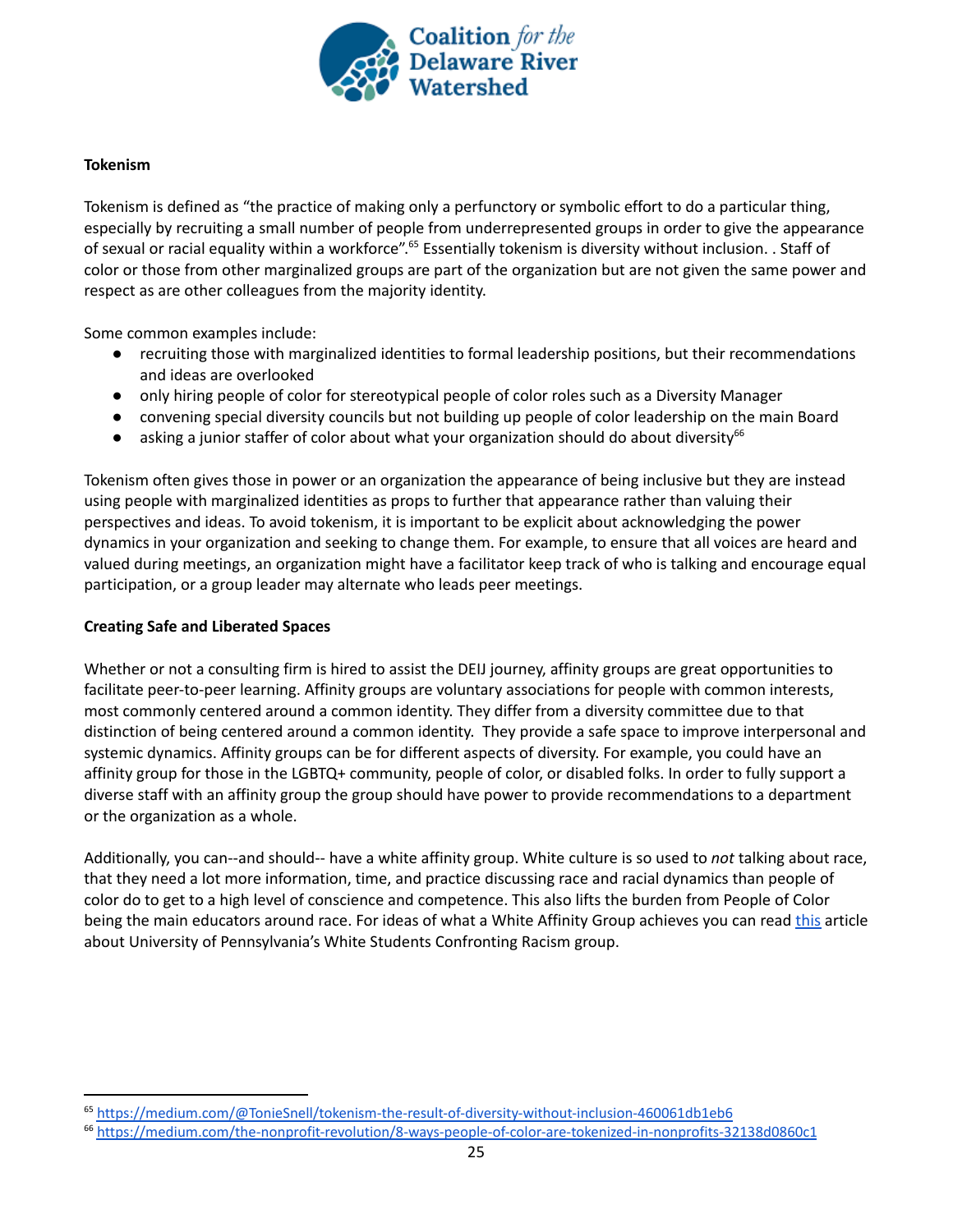### Tokenism

Tokenism is defined as "the practice of making only a perfunctory or symbolic effort to do a particular thing, especially by recruiting a small number of people from underrepresented groups in order to give the appearance of sexual or racial equality within a workforce".[65] Essentially tokenism is diversity without inclusion. . Staff of color or those from other marginalized groups are part of the organization but are not given the same power and respect as are other colleagues from the majority identity.

Some common examples include:

- recruiting those with marginalized identities to formal leadership positions, but their recommendations and ideas are overlooked
- only hiring people of color for stereotypical people of color roles such as a Diversity Manager
- convening special diversity councils but not building up people of color leadership on the main Board
- asking a junior staffer of color about what your organization should do about diversity[66]

Tokenism often gives those in power or an organization the appearance of being inclusive but they are instead using people with marginalized identities as props to further that appearance rather than valuing their perspectives and ideas. To avoid tokenism, it is important to be explicit about acknowledging the power dynamics in your organization and seeking to change them. For example, to ensure that all voices are heard and valued during meetings, an organization might have a facilitator keep track of who is talking and encourage equal participation, or a group leader may alternate who leads peer meetings.

### Creating Safe and Liberated Spaces

Whether or not a consulting firm is hired to assist the DEIJ journey, affinity groups are great opportunities to facilitate peer-to-peer learning. Affinity groups are voluntary associations for people with common interests, most commonly centered around a common identity. They differ from a diversity committee due to that distinction of being centered around a common identity. They provide a safe space to improve interpersonal and systemic dynamics. Affinity groups can be for different aspects of diversity. For example, you could have an affinity group for those in the LGBTQ+ community, people of color, or disabled folks. In order to fully support a diverse staff with an affinity group the group should have power to provide recommendations to a department or the organization as a whole.

Additionally, you can--and should-- have a white affinity group. White culture is so used to *not* talking about race, that they need a lot more information, time, and practice discussing race and racial dynamics than people of color do to get to a high level of conscience and competence. This also lifts the burden from People of Color being the main educators around race. For ideas of what a White Affinity Group achieves you can read this article about University of Pennsylvania's White Students Confronting Racism group.

---

[65] https://medium.com/@TonieSnell/tokenism-the-result-of-diversity-without-inclusion-460061db1eb6

[66] https://medium.com/the-nonprofit-revolution/8-ways-people-of-color-are-tokenized-in-nonprofits-32138d0860c1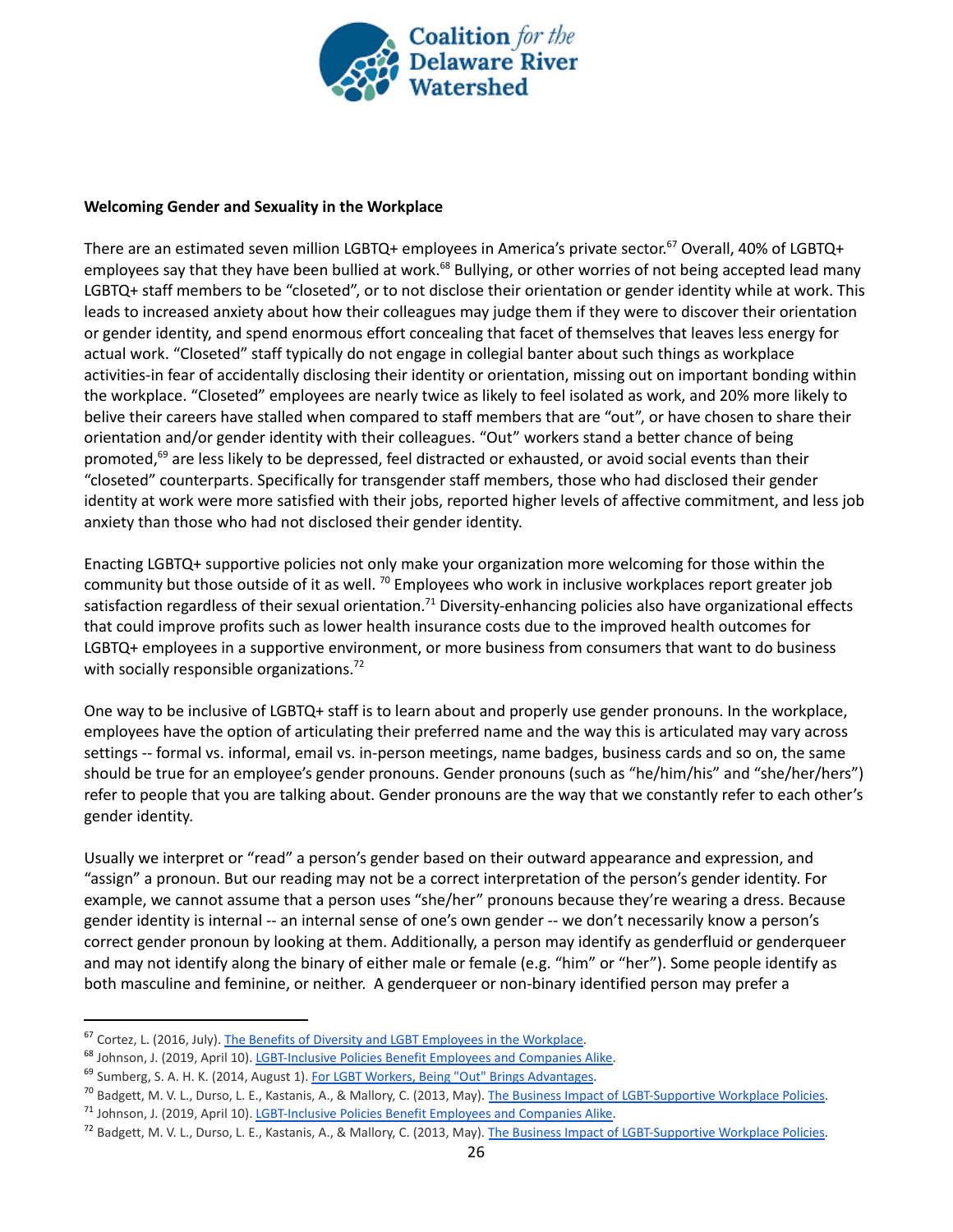**Welcoming Gender and Sexuality in the Workplace**

There are an estimated seven million LGBTQ+ employees in America's private sector.[67] Overall, 40% of LGBTQ+ employees say that they have been bullied at work.[68] Bullying, or other worries of not being accepted lead many LGBTQ+ staff members to be "closeted", or to not disclose their orientation or gender identity while at work. This leads to increased anxiety about how their colleagues may judge them if they were to discover their orientation or gender identity, and spend enormous effort concealing that facet of themselves that leaves less energy for actual work. "Closeted" staff typically do not engage in collegial banter about such things as workplace activities-in fear of accidentally disclosing their identity or orientation, missing out on important bonding within the workplace. "Closeted" employees are nearly twice as likely to feel isolated as work, and 20% more likely to belive their careers have stalled when compared to staff members that are "out", or have chosen to share their orientation and/or gender identity with their colleagues. "Out" workers stand a better chance of being promoted,[69] are less likely to be depressed, feel distracted or exhausted, or avoid social events than their "closeted" counterparts. Specifically for transgender staff members, those who had disclosed their gender identity at work were more satisfied with their jobs, reported higher levels of affective commitment, and less job anxiety than those who had not disclosed their gender identity.

Enacting LGBTQ+ supportive policies not only make your organization more welcoming for those within the community but those outside of it as well. [70] Employees who work in inclusive workplaces report greater job satisfaction regardless of their sexual orientation.[71] Diversity-enhancing policies also have organizational effects that could improve profits such as lower health insurance costs due to the improved health outcomes for LGBTQ+ employees in a supportive environment, or more business from consumers that want to do business with socially responsible organizations.[72]

One way to be inclusive of LGBTQ+ staff is to learn about and properly use gender pronouns. In the workplace, employees have the option of articulating their preferred name and the way this is articulated may vary across settings -- formal vs. informal, email vs. in-person meetings, name badges, business cards and so on, the same should be true for an employee's gender pronouns. Gender pronouns (such as "he/him/his" and "she/her/hers") refer to people that you are talking about. Gender pronouns are the way that we constantly refer to each other's gender identity.

Usually we interpret or "read" a person's gender based on their outward appearance and expression, and "assign" a pronoun. But our reading may not be a correct interpretation of the person's gender identity. For example, we cannot assume that a person uses "she/her" pronouns because they're wearing a dress. Because gender identity is internal -- an internal sense of one's own gender -- we don't necessarily know a person's correct gender pronoun by looking at them. Additionally, a person may identify as genderfluid or genderqueer and may not identify along the binary of either male or female (e.g. "him" or "her"). Some people identify as both masculine and feminine, or neither. A genderqueer or non-binary identified person may prefer a

---

[67] Cortez, L. (2016, July). The Benefits of Diversity and LGBT Employees in the Workplace.

[68] Johnson, J. (2019, April 10). LGBT-Inclusive Policies Benefit Employees and Companies Alike.

[69] Sumberg, S. A. H. K. (2014, August 1). For LGBT Workers, Being "Out" Brings Advantages.

[70] Badgett, M. V. L., Durso, L. E., Kastanis, A., & Mallory, C. (2013, May). The Business Impact of LGBT-Supportive Workplace Policies.

[71] Johnson, J. (2019, April 10). LGBT-Inclusive Policies Benefit Employees and Companies Alike.

[72] Badgett, M. V. L., Durso, L. E., Kastanis, A., & Mallory, C. (2013, May). The Business Impact of LGBT-Supportive Workplace Policies.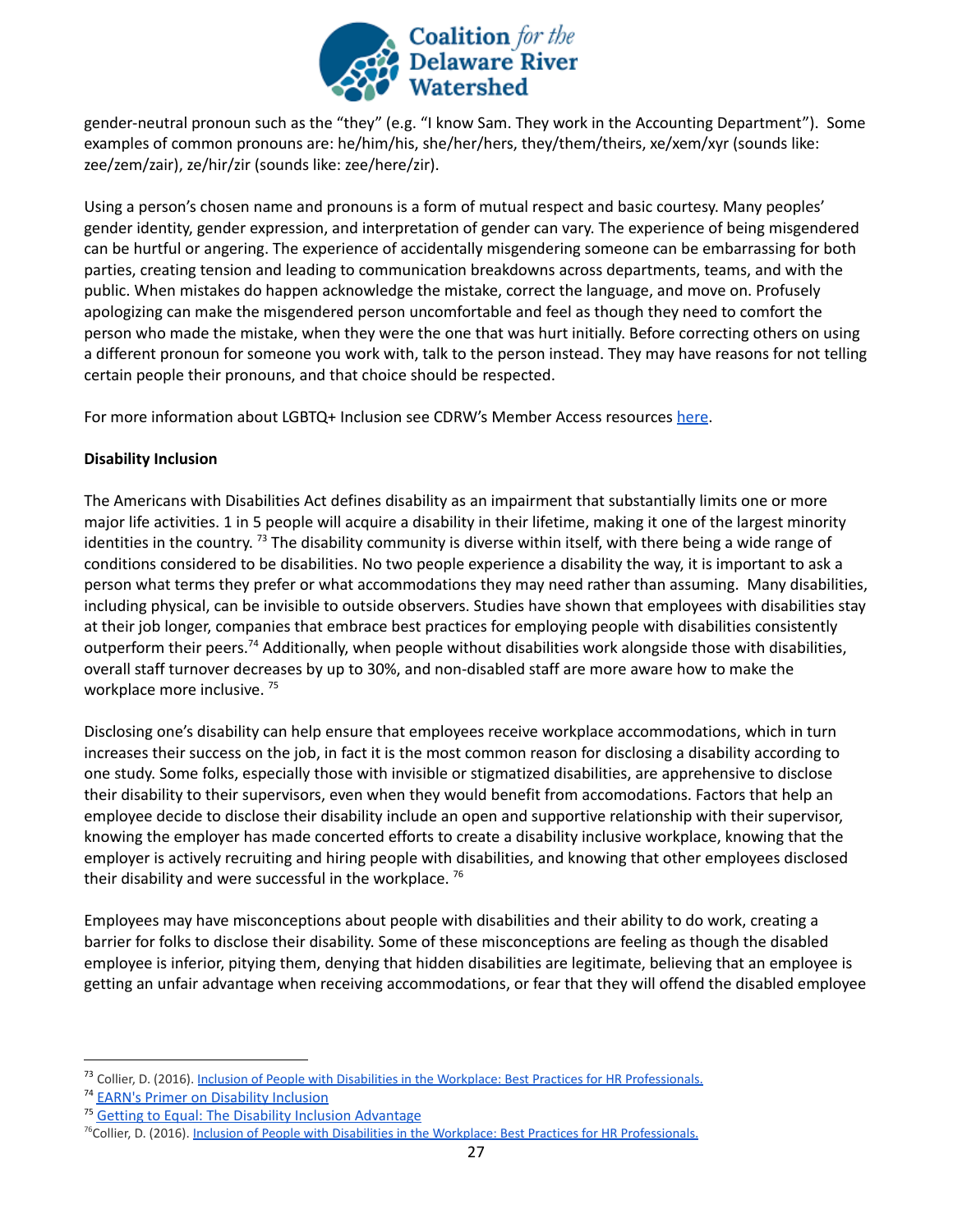gender-neutral pronoun such as the "they" (e.g. "I know Sam. They work in the Accounting Department"). Some examples of common pronouns are: he/him/his, she/her/hers, they/them/theirs, xe/xem/xyr (sounds like: zee/zem/zair), ze/hir/zir (sounds like: zee/here/zir).

Using a person's chosen name and pronouns is a form of mutual respect and basic courtesy. Many peoples' gender identity, gender expression, and interpretation of gender can vary. The experience of being misgendered can be hurtful or angering. The experience of accidentally misgendering someone can be embarrassing for both parties, creating tension and leading to communication breakdowns across departments, teams, and with the public. When mistakes do happen acknowledge the mistake, correct the language, and move on. Profusely apologizing can make the misgendered person uncomfortable and feel as though they need to comfort the person who made the mistake, when they were the one that was hurt initially. Before correcting others on using a different pronoun for someone you work with, talk to the person instead. They may have reasons for not telling certain people their pronouns, and that choice should be respected.

For more information about LGBTQ+ Inclusion see CDRW's Member Access resources here.

**Disability Inclusion**

The Americans with Disabilities Act defines disability as an impairment that substantially limits one or more major life activities. 1 in 5 people will acquire a disability in their lifetime, making it one of the largest minority identities in the country. [73] The disability community is diverse within itself, with there being a wide range of conditions considered to be disabilities. No two people experience a disability the way, it is important to ask a person what terms they prefer or what accommodations they may need rather than assuming. Many disabilities, including physical, can be invisible to outside observers. Studies have shown that employees with disabilities stay at their job longer, companies that embrace best practices for employing people with disabilities consistently outperform their peers.[74] Additionally, when people without disabilities work alongside those with disabilities, overall staff turnover decreases by up to 30%, and non-disabled staff are more aware how to make the workplace more inclusive. [75]

Disclosing one's disability can help ensure that employees receive workplace accommodations, which in turn increases their success on the job, in fact it is the most common reason for disclosing a disability according to one study. Some folks, especially those with invisible or stigmatized disabilities, are apprehensive to disclose their disability to their supervisors, even when they would benefit from accomodations. Factors that help an employee decide to disclose their disability include an open and supportive relationship with their supervisor, knowing the employer has made concerted efforts to create a disability inclusive workplace, knowing that the employer is actively recruiting and hiring people with disabilities, and knowing that other employees disclosed their disability and were successful in the workplace. [76]

Employees may have misconceptions about people with disabilities and their ability to do work, creating a barrier for folks to disclose their disability. Some of these misconceptions are feeling as though the disabled employee is inferior, pitying them, denying that hidden disabilities are legitimate, believing that an employee is getting an unfair advantage when receiving accommodations, or fear that they will offend the disabled employee

---

[73] Collier, D. (2016). Inclusion of People with Disabilities in the Workplace: Best Practices for HR Professionals.

[74] EARN's Primer on Disability Inclusion

[75] Getting to Equal: The Disability Inclusion Advantage

[76] Collier, D. (2016). Inclusion of People with Disabilities in the Workplace: Best Practices for HR Professionals.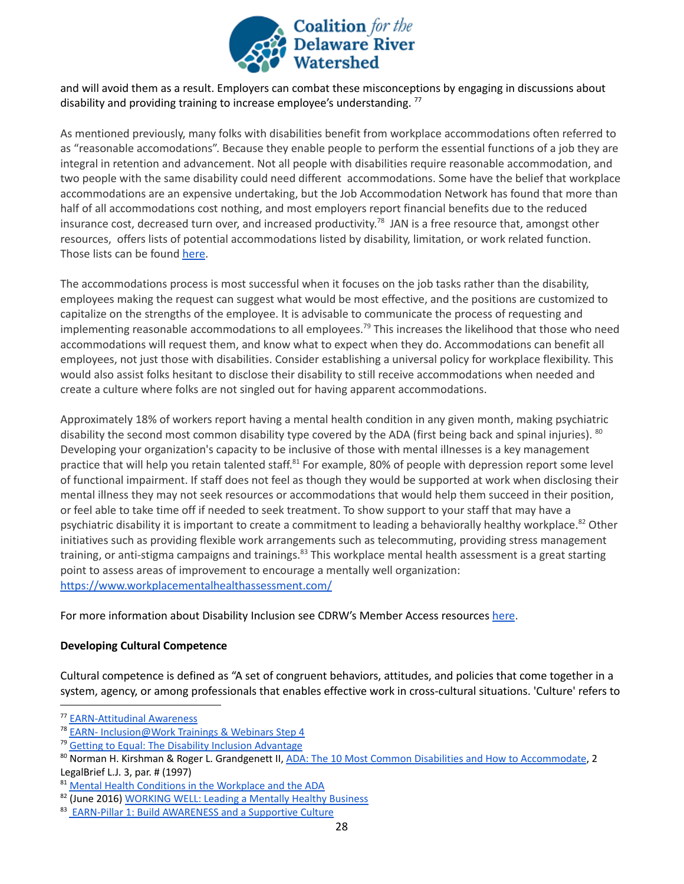and will avoid them as a result. Employers can combat these misconceptions by engaging in discussions about disability and providing training to increase employee's understanding. [77]

As mentioned previously, many folks with disabilities benefit from workplace accommodations often referred to as "reasonable accomodations". Because they enable people to perform the essential functions of a job they are integral in retention and advancement. Not all people with disabilities require reasonable accommodation, and two people with the same disability could need different accommodations. Some have the belief that workplace accommodations are an expensive undertaking, but the Job Accommodation Network has found that more than half of all accommodations cost nothing, and most employers report financial benefits due to the reduced insurance cost, decreased turn over, and increased productivity.[78] JAN is a free resource that, amongst other resources, offers lists of potential accommodations listed by disability, limitation, or work related function. Those lists can be found here.

The accommodations process is most successful when it focuses on the job tasks rather than the disability, employees making the request can suggest what would be most effective, and the positions are customized to capitalize on the strengths of the employee. It is advisable to communicate the process of requesting and implementing reasonable accommodations to all employees.[79] This increases the likelihood that those who need accommodations will request them, and know what to expect when they do. Accommodations can benefit all employees, not just those with disabilities. Consider establishing a universal policy for workplace flexibility. This would also assist folks hesitant to disclose their disability to still receive accommodations when needed and create a culture where folks are not singled out for having apparent accommodations.

Approximately 18% of workers report having a mental health condition in any given month, making psychiatric disability the second most common disability type covered by the ADA (first being back and spinal injuries). [80] Developing your organization's capacity to be inclusive of those with mental illnesses is a key management practice that will help you retain talented staff.[81] For example, 80% of people with depression report some level of functional impairment. If staff does not feel as though they would be supported at work when disclosing their mental illness they may not seek resources or accommodations that would help them succeed in their position, or feel able to take time off if needed to seek treatment. To show support to your staff that may have a psychiatric disability it is important to create a commitment to leading a behaviorally healthy workplace.[82] Other initiatives such as providing flexible work arrangements such as telecommuting, providing stress management training, or anti-stigma campaigns and trainings.[83] This workplace mental health assessment is a great starting point to assess areas of improvement to encourage a mentally well organization: https://www.workplacementalhealthassessment.com/

For more information about Disability Inclusion see CDRW's Member Access resources here.

**Developing Cultural Competence**

Cultural competence is defined as "A set of congruent behaviors, attitudes, and policies that come together in a system, agency, or among professionals that enables effective work in cross-cultural situations. 'Culture' refers to

---

[77] EARN-Attitudinal Awareness

[78] EARN- Inclusion@Work Trainings & Webinars Step 4

[79] Getting to Equal: The Disability Inclusion Advantage

[80] Norman H. Kirshman & Roger L. Grandgenett II, ADA: The 10 Most Common Disabilities and How to Accommodate, 2 LegalBrief L.J. 3, par. # (1997)

[81] Mental Health Conditions in the Workplace and the ADA

[82] (June 2016) WORKING WELL: Leading a Mentally Healthy Business

[83] EARN-Pillar 1: Build AWARENESS and a Supportive Culture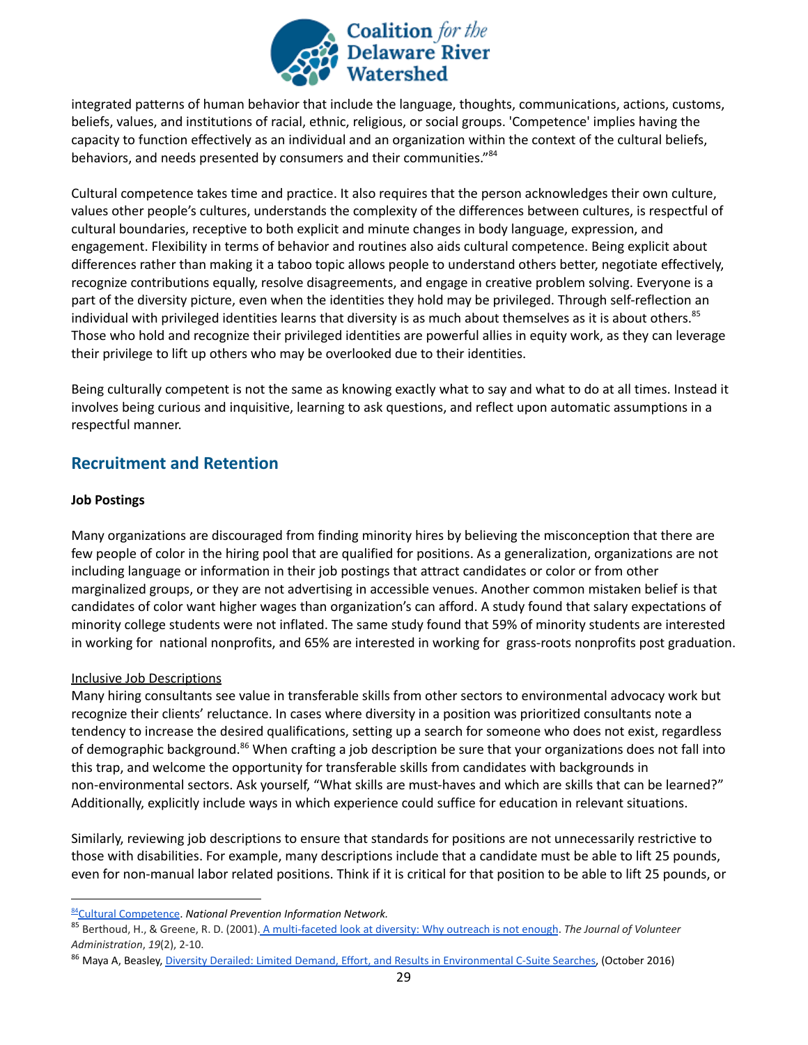integrated patterns of human behavior that include the language, thoughts, communications, actions, customs, beliefs, values, and institutions of racial, ethnic, religious, or social groups. 'Competence' implies having the capacity to function effectively as an individual and an organization within the context of the cultural beliefs, behaviors, and needs presented by consumers and their communities."[84]

Cultural competence takes time and practice. It also requires that the person acknowledges their own culture, values other people's cultures, understands the complexity of the differences between cultures, is respectful of cultural boundaries, receptive to both explicit and minute changes in body language, expression, and engagement. Flexibility in terms of behavior and routines also aids cultural competence. Being explicit about differences rather than making it a taboo topic allows people to understand others better, negotiate effectively, recognize contributions equally, resolve disagreements, and engage in creative problem solving. Everyone is a part of the diversity picture, even when the identities they hold may be privileged. Through self-reflection an individual with privileged identities learns that diversity is as much about themselves as it is about others.[85] Those who hold and recognize their privileged identities are powerful allies in equity work, as they can leverage their privilege to lift up others who may be overlooked due to their identities.

Being culturally competent is not the same as knowing exactly what to say and what to do at all times. Instead it involves being curious and inquisitive, learning to ask questions, and reflect upon automatic assumptions in a respectful manner.

## Recruitment and Retention

**Job Postings**

Many organizations are discouraged from finding minority hires by believing the misconception that there are few people of color in the hiring pool that are qualified for positions. As a generalization, organizations are not including language or information in their job postings that attract candidates or color or from other marginalized groups, or they are not advertising in accessible venues. Another common mistaken belief is that candidates of color want higher wages than organization's can afford. A study found that salary expectations of minority college students were not inflated. The same study found that 59% of minority students are interested in working for national nonprofits, and 65% are interested in working for grass-roots nonprofits post graduation.

Inclusive Job Descriptions

Many hiring consultants see value in transferable skills from other sectors to environmental advocacy work but recognize their clients' reluctance. In cases where diversity in a position was prioritized consultants note a tendency to increase the desired qualifications, setting up a search for someone who does not exist, regardless of demographic background.[86] When crafting a job description be sure that your organizations does not fall into this trap, and welcome the opportunity for transferable skills from candidates with backgrounds in non-environmental sectors. Ask yourself, "What skills are must-haves and which are skills that can be learned?" Additionally, explicitly include ways in which experience could suffice for education in relevant situations.

Similarly, reviewing job descriptions to ensure that standards for positions are not unnecessarily restrictive to those with disabilities. For example, many descriptions include that a candidate must be able to lift 25 pounds, even for non-manual labor related positions. Think if it is critical for that position to be able to lift 25 pounds, or

---

[84] Cultural Competence. *National Prevention Information Network.*

[85] Berthoud, H., & Greene, R. D. (2001). A multi-faceted look at diversity: Why outreach is not enough. *The Journal of Volunteer Administration*, *19*(2), 2-10.

[86] Maya A, Beasley, Diversity Derailed: Limited Demand, Effort, and Results in Environmental C-Suite Searches, (October 2016)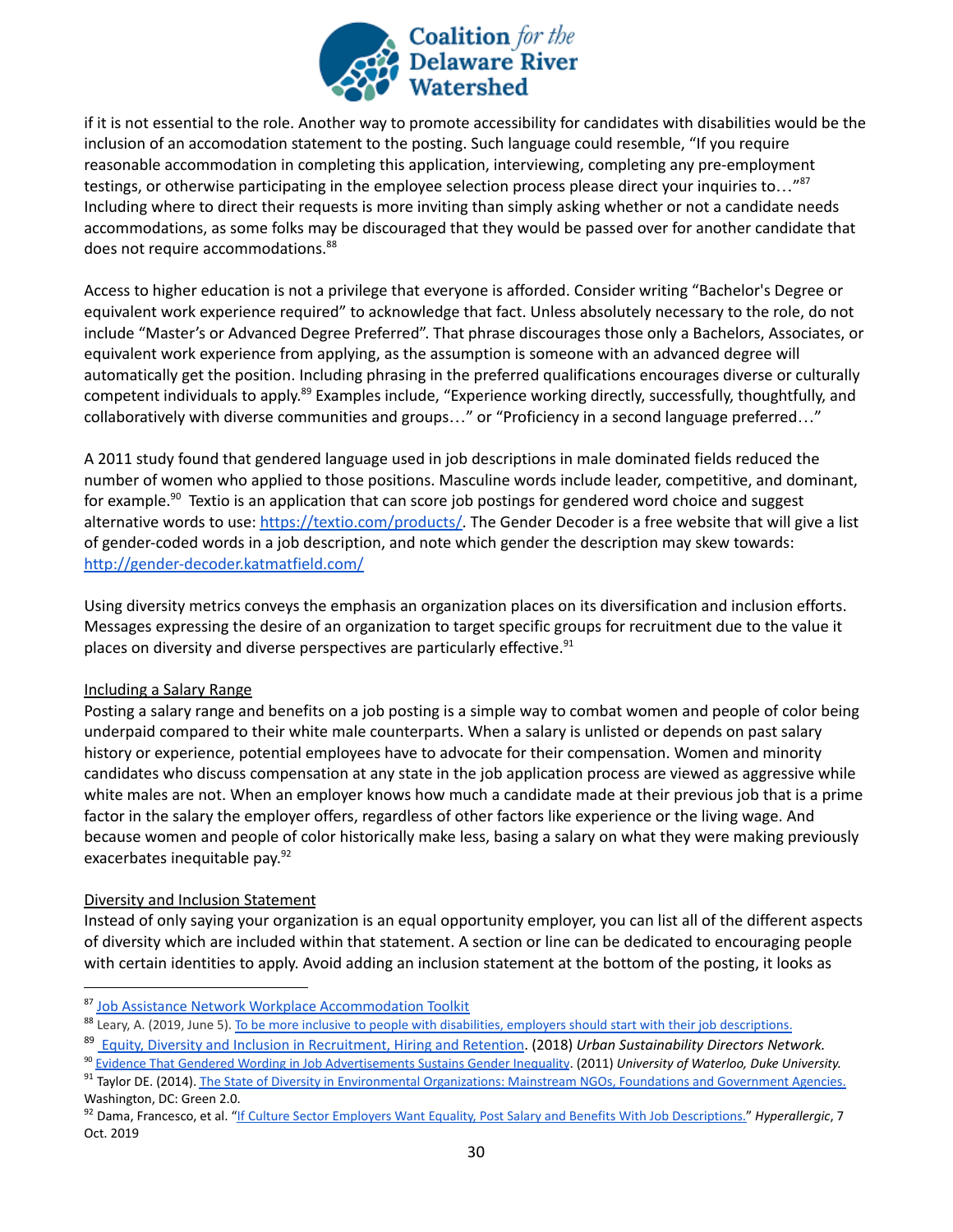if it is not essential to the role. Another way to promote accessibility for candidates with disabilities would be the inclusion of an accomodation statement to the posting. Such language could resemble, "If you require reasonable accommodation in completing this application, interviewing, completing any pre-employment testings, or otherwise participating in the employee selection process please direct your inquiries to…"[87] Including where to direct their requests is more inviting than simply asking whether or not a candidate needs accommodations, as some folks may be discouraged that they would be passed over for another candidate that does not require accommodations.[88]

Access to higher education is not a privilege that everyone is afforded. Consider writing "Bachelor's Degree or equivalent work experience required" to acknowledge that fact. Unless absolutely necessary to the role, do not include "Master's or Advanced Degree Preferred". That phrase discourages those only a Bachelors, Associates, or equivalent work experience from applying, as the assumption is someone with an advanced degree will automatically get the position. Including phrasing in the preferred qualifications encourages diverse or culturally competent individuals to apply.[89] Examples include, "Experience working directly, successfully, thoughtfully, and collaboratively with diverse communities and groups…" or "Proficiency in a second language preferred…"

A 2011 study found that gendered language used in job descriptions in male dominated fields reduced the number of women who applied to those positions. Masculine words include leader, competitive, and dominant, for example.[90] Textio is an application that can score job postings for gendered word choice and suggest alternative words to use: https://textio.com/products/. The Gender Decoder is a free website that will give a list of gender-coded words in a job description, and note which gender the description may skew towards: http://gender-decoder.katmatfield.com/

Using diversity metrics conveys the emphasis an organization places on its diversification and inclusion efforts. Messages expressing the desire of an organization to target specific groups for recruitment due to the value it places on diversity and diverse perspectives are particularly effective.[91]

Including a Salary Range

Posting a salary range and benefits on a job posting is a simple way to combat women and people of color being underpaid compared to their white male counterparts. When a salary is unlisted or depends on past salary history or experience, potential employees have to advocate for their compensation. Women and minority candidates who discuss compensation at any state in the job application process are viewed as aggressive while white males are not. When an employer knows how much a candidate made at their previous job that is a prime factor in the salary the employer offers, regardless of other factors like experience or the living wage. And because women and people of color historically make less, basing a salary on what they were making previously exacerbates inequitable pay.[92]

Diversity and Inclusion Statement

Instead of only saying your organization is an equal opportunity employer, you can list all of the different aspects of diversity which are included within that statement. A section or line can be dedicated to encouraging people with certain identities to apply. Avoid adding an inclusion statement at the bottom of the posting, it looks as

---

[87] Job Assistance Network Workplace Accommodation Toolkit

[88] Leary, A. (2019, June 5). To be more inclusive to people with disabilities, employers should start with their job descriptions.

[89] Equity, Diversity and Inclusion in Recruitment, Hiring and Retention. (2018) *Urban Sustainability Directors Network.*

[90] Evidence That Gendered Wording in Job Advertisements Sustains Gender Inequality. (2011) *University of Waterloo, Duke University.*

[91] Taylor DE. (2014). The State of Diversity in Environmental Organizations: Mainstream NGOs, Foundations and Government Agencies. Washington, DC: Green 2.0.

[92] Dama, Francesco, et al. "If Culture Sector Employers Want Equality, Post Salary and Benefits With Job Descriptions." *Hyperallergic*, 7 Oct. 2019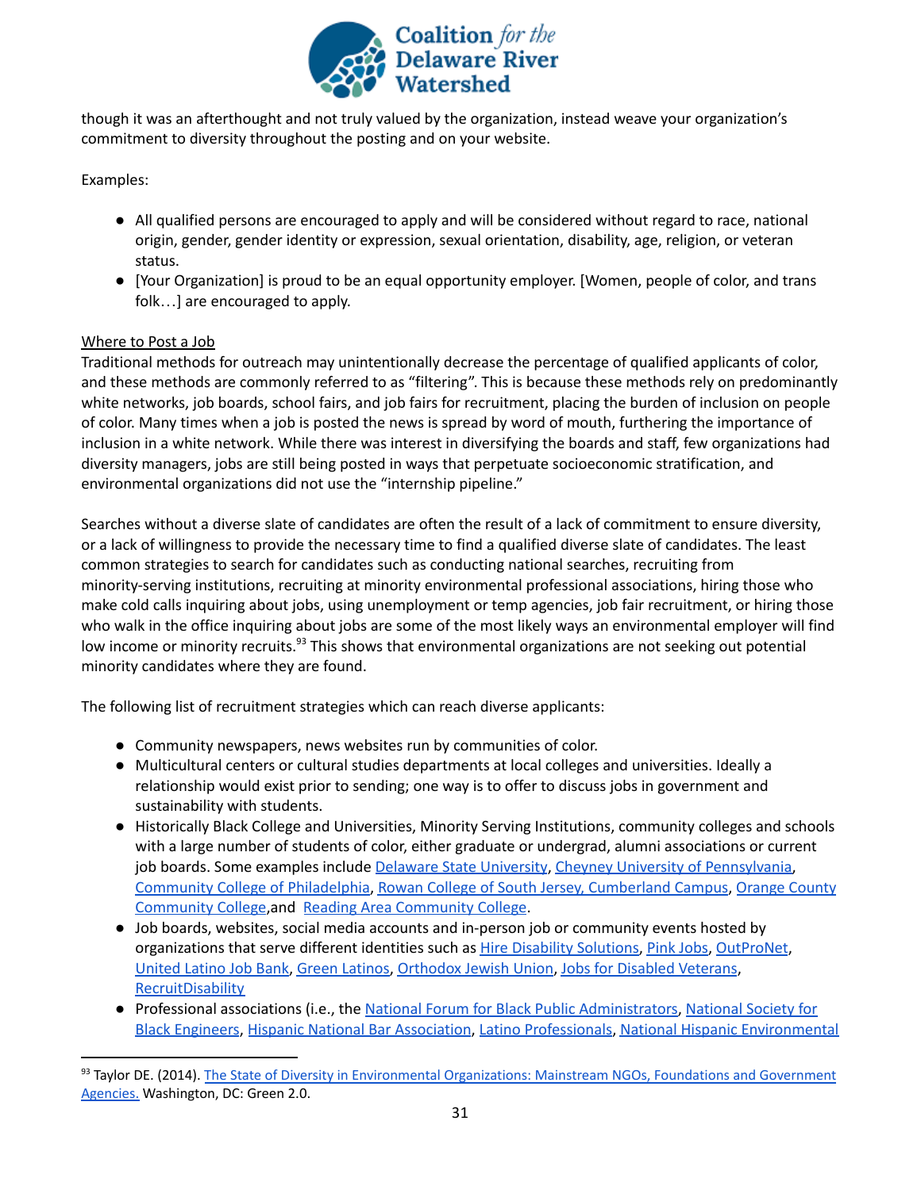though it was an afterthought and not truly valued by the organization, instead weave your organization's commitment to diversity throughout the posting and on your website.

Examples:

- All qualified persons are encouraged to apply and will be considered without regard to race, national origin, gender, gender identity or expression, sexual orientation, disability, age, religion, or veteran status.
- [Your Organization] is proud to be an equal opportunity employer. [Women, people of color, and trans folk…] are encouraged to apply.

Where to Post a Job

Traditional methods for outreach may unintentionally decrease the percentage of qualified applicants of color, and these methods are commonly referred to as "filtering". This is because these methods rely on predominantly white networks, job boards, school fairs, and job fairs for recruitment, placing the burden of inclusion on people of color. Many times when a job is posted the news is spread by word of mouth, furthering the importance of inclusion in a white network. While there was interest in diversifying the boards and staff, few organizations had diversity managers, jobs are still being posted in ways that perpetuate socioeconomic stratification, and environmental organizations did not use the "internship pipeline."

Searches without a diverse slate of candidates are often the result of a lack of commitment to ensure diversity, or a lack of willingness to provide the necessary time to find a qualified diverse slate of candidates. The least common strategies to search for candidates such as conducting national searches, recruiting from minority-serving institutions, recruiting at minority environmental professional associations, hiring those who make cold calls inquiring about jobs, using unemployment or temp agencies, job fair recruitment, or hiring those who walk in the office inquiring about jobs are some of the most likely ways an environmental employer will find low income or minority recruits.[93] This shows that environmental organizations are not seeking out potential minority candidates where they are found.

The following list of recruitment strategies which can reach diverse applicants:

- Community newspapers, news websites run by communities of color.
- Multicultural centers or cultural studies departments at local colleges and universities. Ideally a relationship would exist prior to sending; one way is to offer to discuss jobs in government and sustainability with students.
- Historically Black College and Universities, Minority Serving Institutions, community colleges and schools with a large number of students of color, either graduate or undergrad, alumni associations or current job boards. Some examples include Delaware State University, Cheyney University of Pennsylvania, Community College of Philadelphia, Rowan College of South Jersey, Cumberland Campus, Orange County Community College,and Reading Area Community College.
- Job boards, websites, social media accounts and in-person job or community events hosted by organizations that serve different identities such as Hire Disability Solutions, Pink Jobs, OutProNet, United Latino Job Bank, Green Latinos, Orthodox Jewish Union, Jobs for Disabled Veterans, RecruitDisability
- Professional associations (i.e., the National Forum for Black Public Administrators, National Society for Black Engineers, Hispanic National Bar Association, Latino Professionals, National Hispanic Environmental

[93] Taylor DE. (2014). The State of Diversity in Environmental Organizations: Mainstream NGOs, Foundations and Government Agencies. Washington, DC: Green 2.0.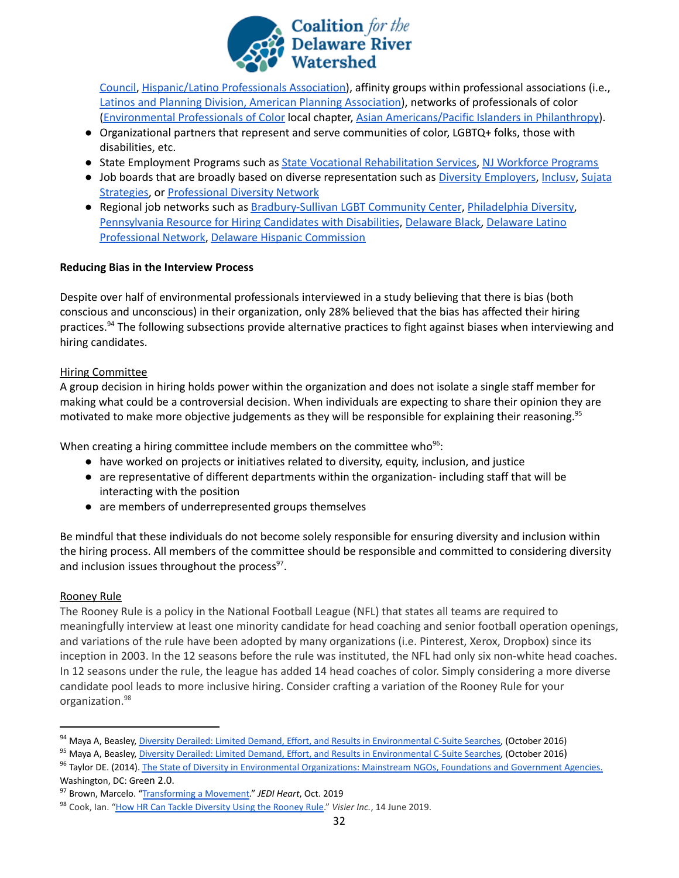Council, Hispanic/Latino Professionals Association), affinity groups within professional associations (i.e., Latinos and Planning Division, American Planning Association), networks of professionals of color (Environmental Professionals of Color local chapter, Asian Americans/Pacific Islanders in Philanthropy).

- Organizational partners that represent and serve communities of color, LGBTQ+ folks, those with disabilities, etc.
- State Employment Programs such as State Vocational Rehabilitation Services, NJ Workforce Programs
- Job boards that are broadly based on diverse representation such as Diversity Employers, Inclusv, Sujata Strategies, or Professional Diversity Network
- Regional job networks such as Bradbury-Sullivan LGBT Community Center, Philadelphia Diversity, Pennsylvania Resource for Hiring Candidates with Disabilities, Delaware Black, Delaware Latino Professional Network, Delaware Hispanic Commission

**Reducing Bias in the Interview Process**

Despite over half of environmental professionals interviewed in a study believing that there is bias (both conscious and unconscious) in their organization, only 28% believed that the bias has affected their hiring practices.[94] The following subsections provide alternative practices to fight against biases when interviewing and hiring candidates.

Hiring Committee

A group decision in hiring holds power within the organization and does not isolate a single staff member for making what could be a controversial decision. When individuals are expecting to share their opinion they are motivated to make more objective judgements as they will be responsible for explaining their reasoning.[95]

When creating a hiring committee include members on the committee who[96]:

- have worked on projects or initiatives related to diversity, equity, inclusion, and justice
- are representative of different departments within the organization- including staff that will be interacting with the position
- are members of underrepresented groups themselves

Be mindful that these individuals do not become solely responsible for ensuring diversity and inclusion within the hiring process. All members of the committee should be responsible and committed to considering diversity and inclusion issues throughout the process[97].

Rooney Rule

The Rooney Rule is a policy in the National Football League (NFL) that states all teams are required to meaningfully interview at least one minority candidate for head coaching and senior football operation openings, and variations of the rule have been adopted by many organizations (i.e. Pinterest, Xerox, Dropbox) since its inception in 2003. In the 12 seasons before the rule was instituted, the NFL had only six non-white head coaches. In 12 seasons under the rule, the league has added 14 head coaches of color. Simply considering a more diverse candidate pool leads to more inclusive hiring. Consider crafting a variation of the Rooney Rule for your organization.[98]

---

[94] Maya A, Beasley, Diversity Derailed: Limited Demand, Effort, and Results in Environmental C-Suite Searches, (October 2016)

[95] Maya A, Beasley, Diversity Derailed: Limited Demand, Effort, and Results in Environmental C-Suite Searches, (October 2016)

[96] Taylor DE. (2014). The State of Diversity in Environmental Organizations: Mainstream NGOs, Foundations and Government Agencies. Washington, DC: Green 2.0.

[97] Brown, Marcelo. "Transforming a Movement." *JEDI Heart*, Oct. 2019

[98] Cook, Ian. "How HR Can Tackle Diversity Using the Rooney Rule." *Visier Inc.*, 14 June 2019.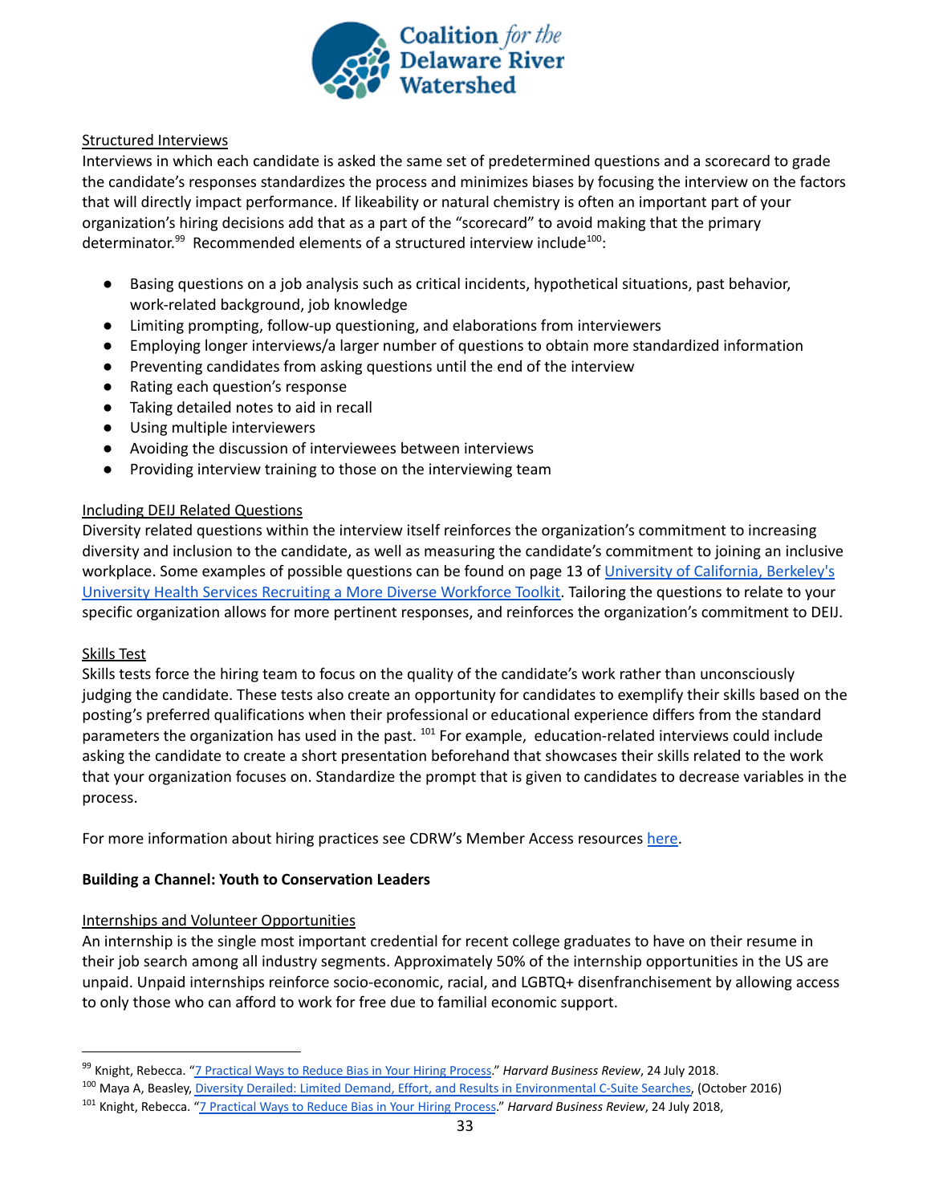Structured Interviews

Interviews in which each candidate is asked the same set of predetermined questions and a scorecard to grade the candidate's responses standardizes the process and minimizes biases by focusing the interview on the factors that will directly impact performance. If likeability or natural chemistry is often an important part of your organization's hiring decisions add that as a part of the "scorecard" to avoid making that the primary determinator.[99] Recommended elements of a structured interview include[100]:

- Basing questions on a job analysis such as critical incidents, hypothetical situations, past behavior, work-related background, job knowledge
- Limiting prompting, follow-up questioning, and elaborations from interviewers
- Employing longer interviews/a larger number of questions to obtain more standardized information
- Preventing candidates from asking questions until the end of the interview
- Rating each question's response
- Taking detailed notes to aid in recall
- Using multiple interviewers
- Avoiding the discussion of interviewees between interviews
- Providing interview training to those on the interviewing team

Including DEIJ Related Questions

Diversity related questions within the interview itself reinforces the organization's commitment to increasing diversity and inclusion to the candidate, as well as measuring the candidate's commitment to joining an inclusive workplace. Some examples of possible questions can be found on page 13 of University of California, Berkeley's University Health Services Recruiting a More Diverse Workforce Toolkit. Tailoring the questions to relate to your specific organization allows for more pertinent responses, and reinforces the organization's commitment to DEIJ.

Skills Test

Skills tests force the hiring team to focus on the quality of the candidate's work rather than unconsciously judging the candidate. These tests also create an opportunity for candidates to exemplify their skills based on the posting's preferred qualifications when their professional or educational experience differs from the standard parameters the organization has used in the past.[101] For example, education-related interviews could include asking the candidate to create a short presentation beforehand that showcases their skills related to the work that your organization focuses on. Standardize the prompt that is given to candidates to decrease variables in the process.

For more information about hiring practices see CDRW's Member Access resources here.

**Building a Channel: Youth to Conservation Leaders**

Internships and Volunteer Opportunities

An internship is the single most important credential for recent college graduates to have on their resume in their job search among all industry segments. Approximately 50% of the internship opportunities in the US are unpaid. Unpaid internships reinforce socio-economic, racial, and LGBTQ+ disenfranchisement by allowing access to only those who can afford to work for free due to familial economic support.

---

[99] Knight, Rebecca. "7 Practical Ways to Reduce Bias in Your Hiring Process." *Harvard Business Review*, 24 July 2018.

[100] Maya A, Beasley, Diversity Derailed: Limited Demand, Effort, and Results in Environmental C-Suite Searches, (October 2016)

[101] Knight, Rebecca. "7 Practical Ways to Reduce Bias in Your Hiring Process." *Harvard Business Review*, 24 July 2018,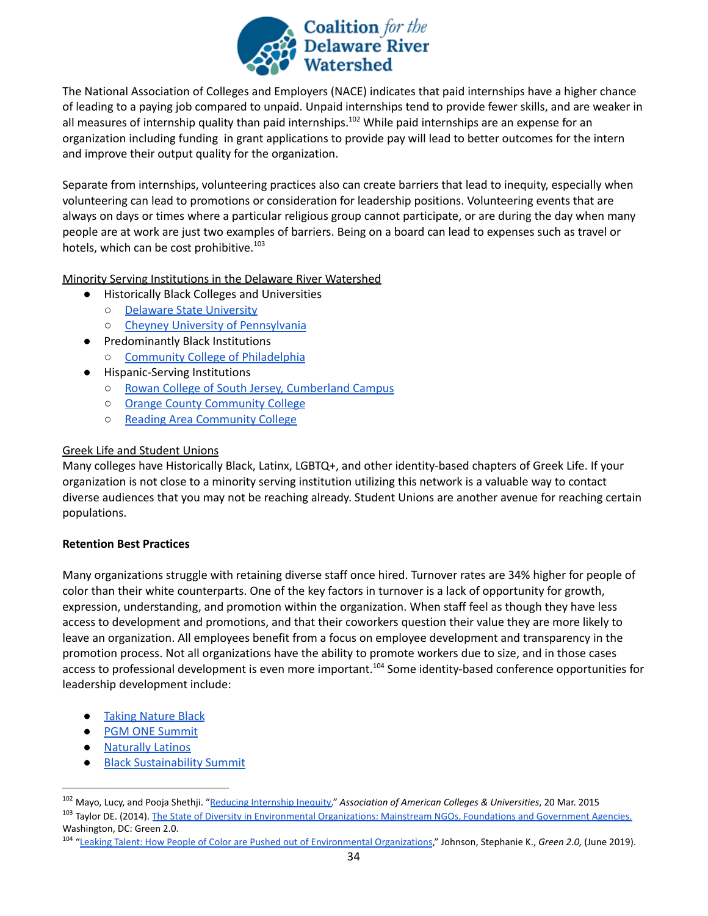The National Association of Colleges and Employers (NACE) indicates that paid internships have a higher chance of leading to a paying job compared to unpaid. Unpaid internships tend to provide fewer skills, and are weaker in all measures of internship quality than paid internships.[102] While paid internships are an expense for an organization including funding in grant applications to provide pay will lead to better outcomes for the intern and improve their output quality for the organization.

Separate from internships, volunteering practices also can create barriers that lead to inequity, especially when volunteering can lead to promotions or consideration for leadership positions. Volunteering events that are always on days or times where a particular religious group cannot participate, or are during the day when many people are at work are just two examples of barriers. Being on a board can lead to expenses such as travel or hotels, which can be cost prohibitive.[103]

Minority Serving Institutions in the Delaware River Watershed

- Historically Black Colleges and Universities
  - Delaware State University
  - Cheyney University of Pennsylvania
- Predominantly Black Institutions
  - Community College of Philadelphia
- Hispanic-Serving Institutions
  - Rowan College of South Jersey, Cumberland Campus
  - Orange County Community College
  - Reading Area Community College

Greek Life and Student Unions

Many colleges have Historically Black, Latinx, LGBTQ+, and other identity-based chapters of Greek Life. If your organization is not close to a minority serving institution utilizing this network is a valuable way to contact diverse audiences that you may not be reaching already. Student Unions are another avenue for reaching certain populations.

**Retention Best Practices**

Many organizations struggle with retaining diverse staff once hired. Turnover rates are 34% higher for people of color than their white counterparts. One of the key factors in turnover is a lack of opportunity for growth, expression, understanding, and promotion within the organization. When staff feel as though they have less access to development and promotions, and that their coworkers question their value they are more likely to leave an organization. All employees benefit from a focus on employee development and transparency in the promotion process. Not all organizations have the ability to promote workers due to size, and in those cases access to professional development is even more important.[104] Some identity-based conference opportunities for leadership development include:

- Taking Nature Black
- PGM ONE Summit
- Naturally Latinos
- Black Sustainability Summit

---

[102] Mayo, Lucy, and Pooja Shethji. "Reducing Internship Inequity." *Association of American Colleges & Universities*, 20 Mar. 2015

[103] Taylor DE. (2014). The State of Diversity in Environmental Organizations: Mainstream NGOs, Foundations and Government Agencies. Washington, DC: Green 2.0.

[104] "Leaking Talent: How People of Color are Pushed out of Environmental Organizations," Johnson, Stephanie K., *Green 2.0,* (June 2019).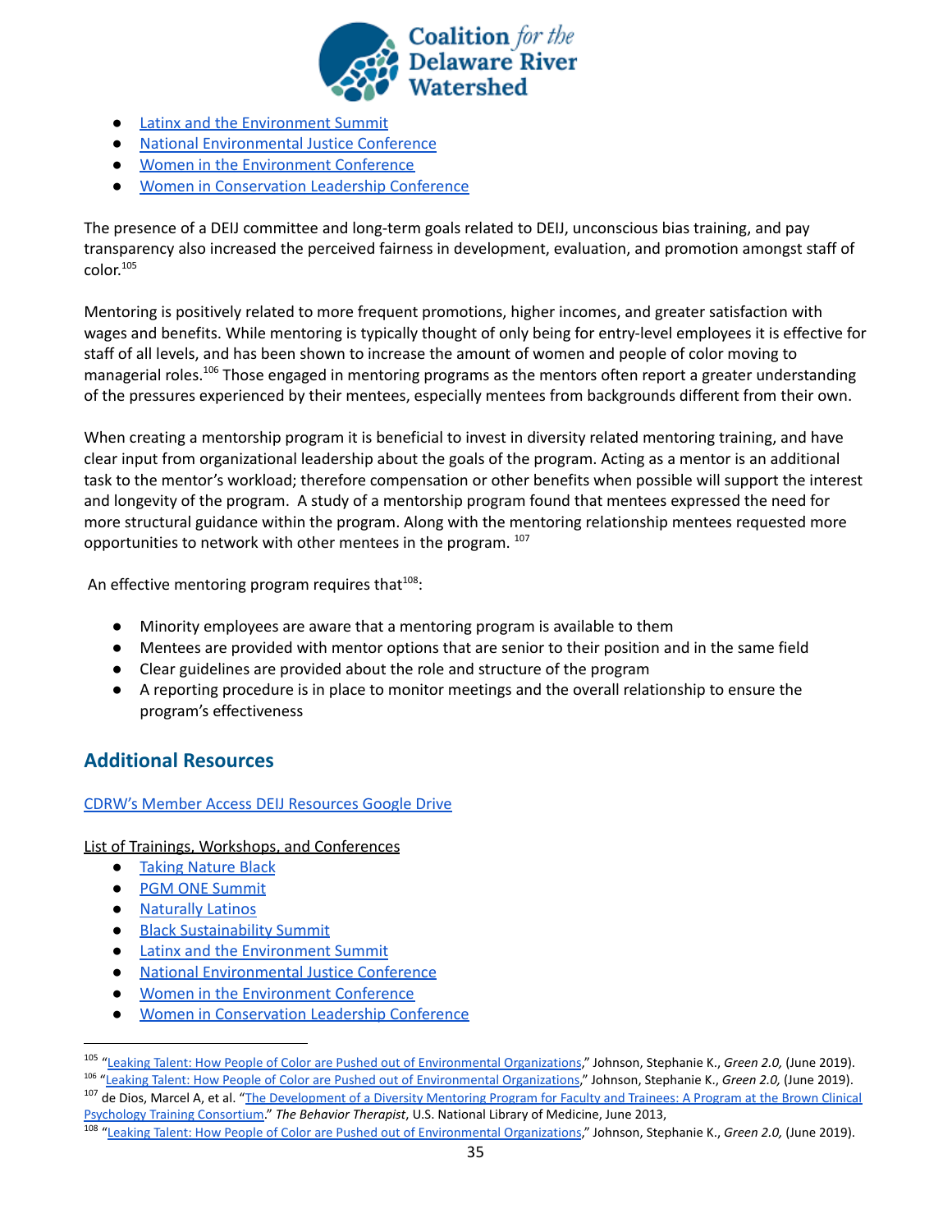- Latinx and the Environment Summit
- National Environmental Justice Conference
- Women in the Environment Conference
- Women in Conservation Leadership Conference

The presence of a DEIJ committee and long-term goals related to DEIJ, unconscious bias training, and pay transparency also increased the perceived fairness in development, evaluation, and promotion amongst staff of color.[105]

Mentoring is positively related to more frequent promotions, higher incomes, and greater satisfaction with wages and benefits. While mentoring is typically thought of only being for entry-level employees it is effective for staff of all levels, and has been shown to increase the amount of women and people of color moving to managerial roles.[106] Those engaged in mentoring programs as the mentors often report a greater understanding of the pressures experienced by their mentees, especially mentees from backgrounds different from their own.

When creating a mentorship program it is beneficial to invest in diversity related mentoring training, and have clear input from organizational leadership about the goals of the program. Acting as a mentor is an additional task to the mentor's workload; therefore compensation or other benefits when possible will support the interest and longevity of the program. A study of a mentorship program found that mentees expressed the need for more structural guidance within the program. Along with the mentoring relationship mentees requested more opportunities to network with other mentees in the program.[107]

An effective mentoring program requires that[108]:

- Minority employees are aware that a mentoring program is available to them
- Mentees are provided with mentor options that are senior to their position and in the same field
- Clear guidelines are provided about the role and structure of the program
- A reporting procedure is in place to monitor meetings and the overall relationship to ensure the program's effectiveness

## Additional Resources

CDRW's Member Access DEIJ Resources Google Drive

List of Trainings, Workshops, and Conferences

- Taking Nature Black
- PGM ONE Summit
- Naturally Latinos
- Black Sustainability Summit
- Latinx and the Environment Summit
- National Environmental Justice Conference
- Women in the Environment Conference
- Women in Conservation Leadership Conference

---

[105] "Leaking Talent: How People of Color are Pushed out of Environmental Organizations," Johnson, Stephanie K., *Green 2.0,* (June 2019).

[106] "Leaking Talent: How People of Color are Pushed out of Environmental Organizations," Johnson, Stephanie K., *Green 2.0,* (June 2019).

[107] de Dios, Marcel A, et al. "The Development of a Diversity Mentoring Program for Faculty and Trainees: A Program at the Brown Clinical Psychology Training Consortium." *The Behavior Therapist*, U.S. National Library of Medicine, June 2013,

[108] "Leaking Talent: How People of Color are Pushed out of Environmental Organizations," Johnson, Stephanie K., *Green 2.0,* (June 2019).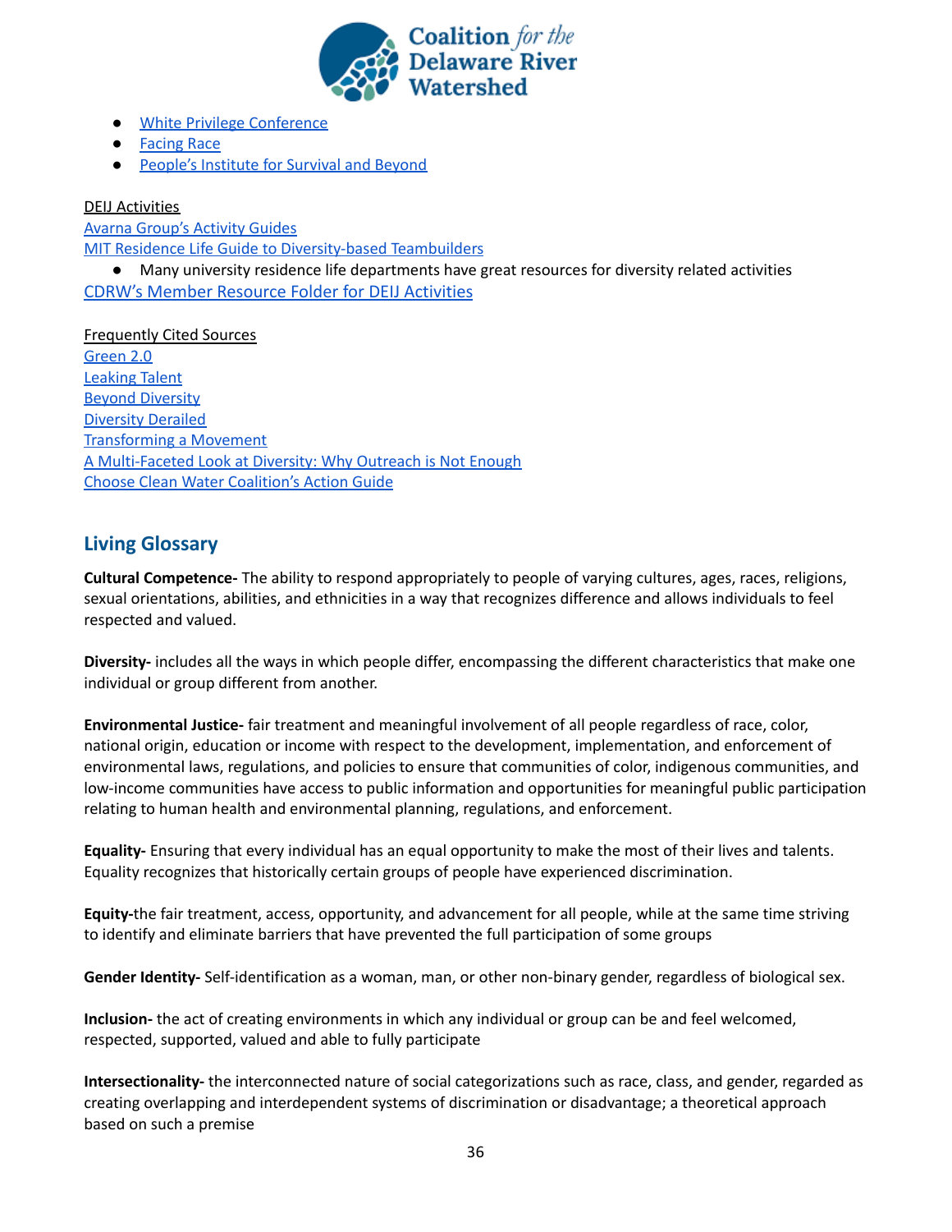- White Privilege Conference
- Facing Race
- People's Institute for Survival and Beyond

DEIJ Activities

Avarna Group's Activity Guides

MIT Residence Life Guide to Diversity-based Teambuilders

- Many university residence life departments have great resources for diversity related activities

CDRW's Member Resource Folder for DEIJ Activities

Frequently Cited Sources

Green 2.0

Leaking Talent

Beyond Diversity

Diversity Derailed

Transforming a Movement

A Multi-Faceted Look at Diversity: Why Outreach is Not Enough

Choose Clean Water Coalition's Action Guide

## Living Glossary

**Cultural Competence-** The ability to respond appropriately to people of varying cultures, ages, races, religions, sexual orientations, abilities, and ethnicities in a way that recognizes difference and allows individuals to feel respected and valued.

**Diversity-** includes all the ways in which people differ, encompassing the different characteristics that make one individual or group different from another.

**Environmental Justice-** fair treatment and meaningful involvement of all people regardless of race, color, national origin, education or income with respect to the development, implementation, and enforcement of environmental laws, regulations, and policies to ensure that communities of color, indigenous communities, and low-income communities have access to public information and opportunities for meaningful public participation relating to human health and environmental planning, regulations, and enforcement.

**Equality-** Ensuring that every individual has an equal opportunity to make the most of their lives and talents. Equality recognizes that historically certain groups of people have experienced discrimination.

**Equity-**the fair treatment, access, opportunity, and advancement for all people, while at the same time striving to identify and eliminate barriers that have prevented the full participation of some groups

**Gender Identity-** Self-identification as a woman, man, or other non-binary gender, regardless of biological sex.

**Inclusion-** the act of creating environments in which any individual or group can be and feel welcomed, respected, supported, valued and able to fully participate

**Intersectionality-** the interconnected nature of social categorizations such as race, class, and gender, regarded as creating overlapping and interdependent systems of discrimination or disadvantage; a theoretical approach based on such a premise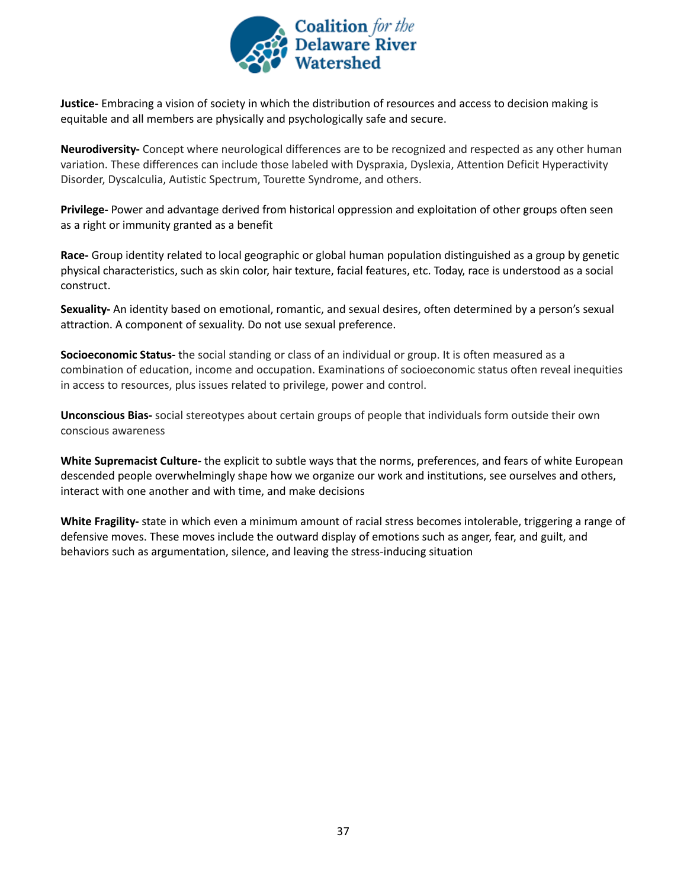**Justice-** Embracing a vision of society in which the distribution of resources and access to decision making is equitable and all members are physically and psychologically safe and secure.

**Neurodiversity-** Concept where neurological differences are to be recognized and respected as any other human variation. These differences can include those labeled with Dyspraxia, Dyslexia, Attention Deficit Hyperactivity Disorder, Dyscalculia, Autistic Spectrum, Tourette Syndrome, and others.

**Privilege-** Power and advantage derived from historical oppression and exploitation of other groups often seen as a right or immunity granted as a benefit

**Race-** Group identity related to local geographic or global human population distinguished as a group by genetic physical characteristics, such as skin color, hair texture, facial features, etc. Today, race is understood as a social construct.

**Sexuality-** An identity based on emotional, romantic, and sexual desires, often determined by a person's sexual attraction. A component of sexuality. Do not use sexual preference.

**Socioeconomic Status-** the social standing or class of an individual or group. It is often measured as a combination of education, income and occupation. Examinations of socioeconomic status often reveal inequities in access to resources, plus issues related to privilege, power and control.

**Unconscious Bias-** social stereotypes about certain groups of people that individuals form outside their own conscious awareness

**White Supremacist Culture-** the explicit to subtle ways that the norms, preferences, and fears of white European descended people overwhelmingly shape how we organize our work and institutions, see ourselves and others, interact with one another and with time, and make decisions

**White Fragility-** state in which even a minimum amount of racial stress becomes intolerable, triggering a range of defensive moves. These moves include the outward display of emotions such as anger, fear, and guilt, and behaviors such as argumentation, silence, and leaving the stress-inducing situation